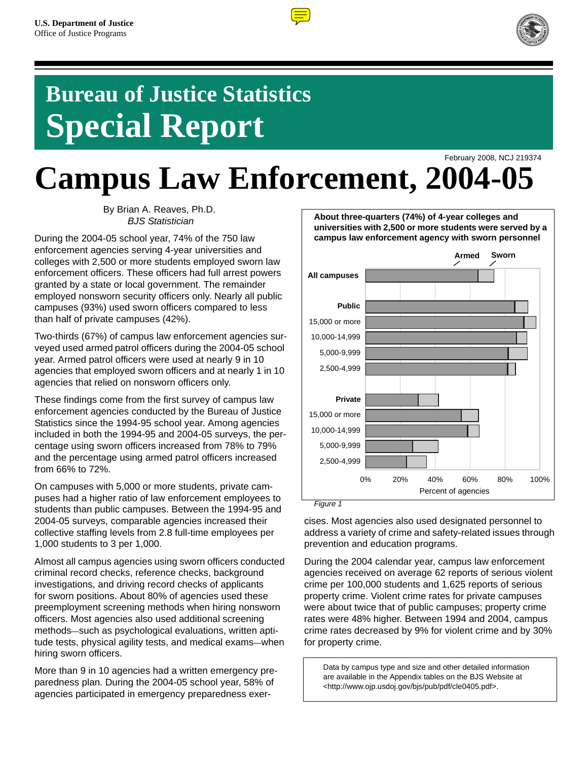U.S. Department of Justice
Office of Justice Programs

# Bureau of Justice Statistics Special Report

February 2008, NCJ 219374

# Campus Law Enforcement, 2004-05

By Brian A. Reaves, Ph.D.
*BJS Statistician*

During the 2004-05 school year, 74% of the 750 law enforcement agencies serving 4-year universities and colleges with 2,500 or more students employed sworn law enforcement officers. These officers had full arrest powers granted by a state or local government. The remainder employed nonsworn security officers only. Nearly all public campuses (93%) used sworn officers compared to less than half of private campuses (42%).

Two-thirds (67%) of campus law enforcement agencies surveyed used armed patrol officers during the 2004-05 school year. Armed patrol officers were used at nearly 9 in 10 agencies that employed sworn officers and at nearly 1 in 10 agencies that relied on nonsworn officers only.

These findings come from the first survey of campus law enforcement agencies conducted by the Bureau of Justice Statistics since the 1994-95 school year. Among agencies included in both the 1994-95 and 2004-05 surveys, the percentage using sworn officers increased from 78% to 79% and the percentage using armed patrol officers increased from 66% to 72%.

On campuses with 5,000 or more students, private campuses had a higher ratio of law enforcement employees to students than public campuses. Between the 1994-95 and 2004-05 surveys, comparable agencies increased their collective staffing levels from 2.8 full-time employees per 1,000 students to 3 per 1,000.

Almost all campus agencies using sworn officers conducted criminal record checks, reference checks, background investigations, and driving record checks of applicants for sworn positions. About 80% of agencies used these preemployment screening methods when hiring nonsworn officers. Most agencies also used additional screening methods—such as psychological evaluations, written aptitude tests, physical agility tests, and medical exams—when hiring sworn officers.

More than 9 in 10 agencies had a written emergency preparedness plan. During the 2004-05 school year, 58% of agencies participated in emergency preparedness exercises. Most agencies also used designated personnel to address a variety of crime and safety-related issues through prevention and education programs.

**About three-quarters (74%) of 4-year colleges and universities with 2,500 or more students were served by a campus law enforcement agency with sworn personnel**

*Figure 1*

During the 2004 calendar year, campus law enforcement agencies received on average 62 reports of serious violent crime per 100,000 students and 1,625 reports of serious property crime. Violent crime rates for private campuses were about twice that of public campuses; property crime rates were 48% higher. Between 1994 and 2004, campus crime rates decreased by 9% for violent crime and by 30% for property crime.

Data by campus type and size and other detailed information are available in the Appendix tables on the BJS Website at <http://www.ojp.usdoj.gov/bjs/pub/pdf/cle0405.pdf>.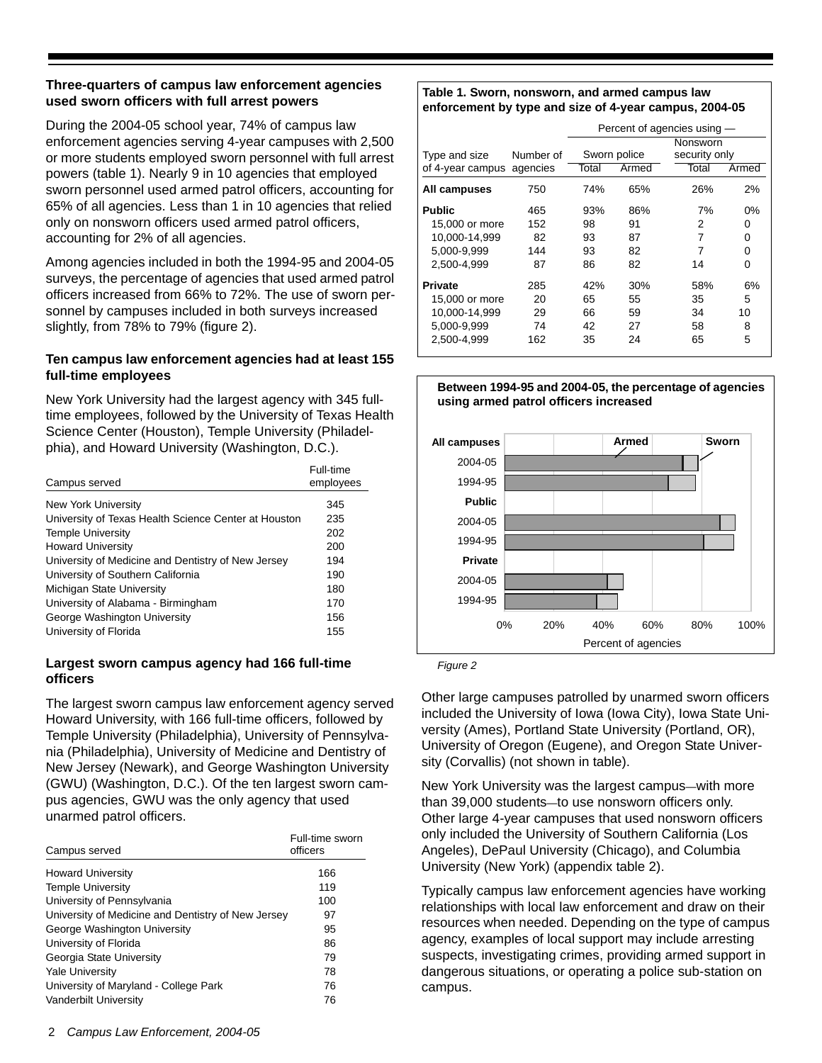### Three-quarters of campus law enforcement agencies used sworn officers with full arrest powers

During the 2004-05 school year, 74% of campus law enforcement agencies serving 4-year campuses with 2,500 or more students employed sworn personnel with full arrest powers (table 1). Nearly 9 in 10 agencies that employed sworn personnel used armed patrol officers, accounting for 65% of all agencies. Less than 1 in 10 agencies that relied only on nonsworn officers used armed patrol officers, accounting for 2% of all agencies.

Among agencies included in both the 1994-95 and 2004-05 surveys, the percentage of agencies that used armed patrol officers increased from 66% to 72%. The use of sworn personnel by campuses included in both surveys increased slightly, from 78% to 79% (figure 2).

### Ten campus law enforcement agencies had at least 155 full-time employees

New York University had the largest agency with 345 full-time employees, followed by the University of Texas Health Science Center (Houston), Temple University (Philadelphia), and Howard University (Washington, D.C.).

| Campus served | Full-time employees |
|---|---|
| New York University | 345 |
| University of Texas Health Science Center at Houston | 235 |
| Temple University | 202 |
| Howard University | 200 |
| University of Medicine and Dentistry of New Jersey | 194 |
| University of Southern California | 190 |
| Michigan State University | 180 |
| University of Alabama - Birmingham | 170 |
| George Washington University | 156 |
| University of Florida | 155 |

### Largest sworn campus agency had 166 full-time officers

The largest sworn campus law enforcement agency served Howard University, with 166 full-time officers, followed by Temple University (Philadelphia), University of Pennsylvania (Philadelphia), University of Medicine and Dentistry of New Jersey (Newark), and George Washington University (GWU) (Washington, D.C.). Of the ten largest sworn campus agencies, GWU was the only agency that used unarmed patrol officers.

| Campus served | Full-time sworn officers |
|---|---|
| Howard University | 166 |
| Temple University | 119 |
| University of Pennsylvania | 100 |
| University of Medicine and Dentistry of New Jersey | 97 |
| George Washington University | 95 |
| University of Florida | 86 |
| Georgia State University | 79 |
| Yale University | 78 |
| University of Maryland - College Park | 76 |
| Vanderbilt University | 76 |

**Table 1. Sworn, nonsworn, and armed campus law enforcement by type and size of 4-year campus, 2004-05**

| Type and size of 4-year campus | Number of agencies | Percent of agencies using — Sworn police: Total | Sworn police: Armed | Nonsworn security only: Total | Nonsworn security only: Armed |
|---|---|---|---|---|---|
| **All campuses** | 750 | 74% | 65% | 26% | 2% |
| **Public** | 465 | 93% | 86% | 7% | 0% |
| 15,000 or more | 152 | 98 | 91 | 2 | 0 |
| 10,000-14,999 | 82 | 93 | 87 | 7 | 0 |
| 5,000-9,999 | 144 | 93 | 82 | 7 | 0 |
| 2,500-4,999 | 87 | 86 | 82 | 14 | 0 |
| **Private** | 285 | 42% | 30% | 58% | 6% |
| 15,000 or more | 20 | 65 | 55 | 35 | 5 |
| 10,000-14,999 | 29 | 66 | 59 | 34 | 10 |
| 5,000-9,999 | 74 | 42 | 27 | 58 | 8 |
| 2,500-4,999 | 162 | 35 | 24 | 65 | 5 |

**Between 1994-95 and 2004-05, the percentage of agencies using armed patrol officers increased**

*Figure 2*

Other large campuses patrolled by unarmed sworn officers included the University of Iowa (Iowa City), Iowa State University (Ames), Portland State University (Portland, OR), University of Oregon (Eugene), and Oregon State University (Corvallis) (not shown in table).

New York University was the largest campus—with more than 39,000 students—to use nonsworn officers only. Other large 4-year campuses that used nonsworn officers only included the University of Southern California (Los Angeles), DePaul University (Chicago), and Columbia University (New York) (appendix table 2).

Typically campus law enforcement agencies have working relationships with local law enforcement and draw on their resources when needed. Depending on the type of campus agency, examples of local support may include arresting suspects, investigating crimes, providing armed support in dangerous situations, or operating a police sub-station on campus.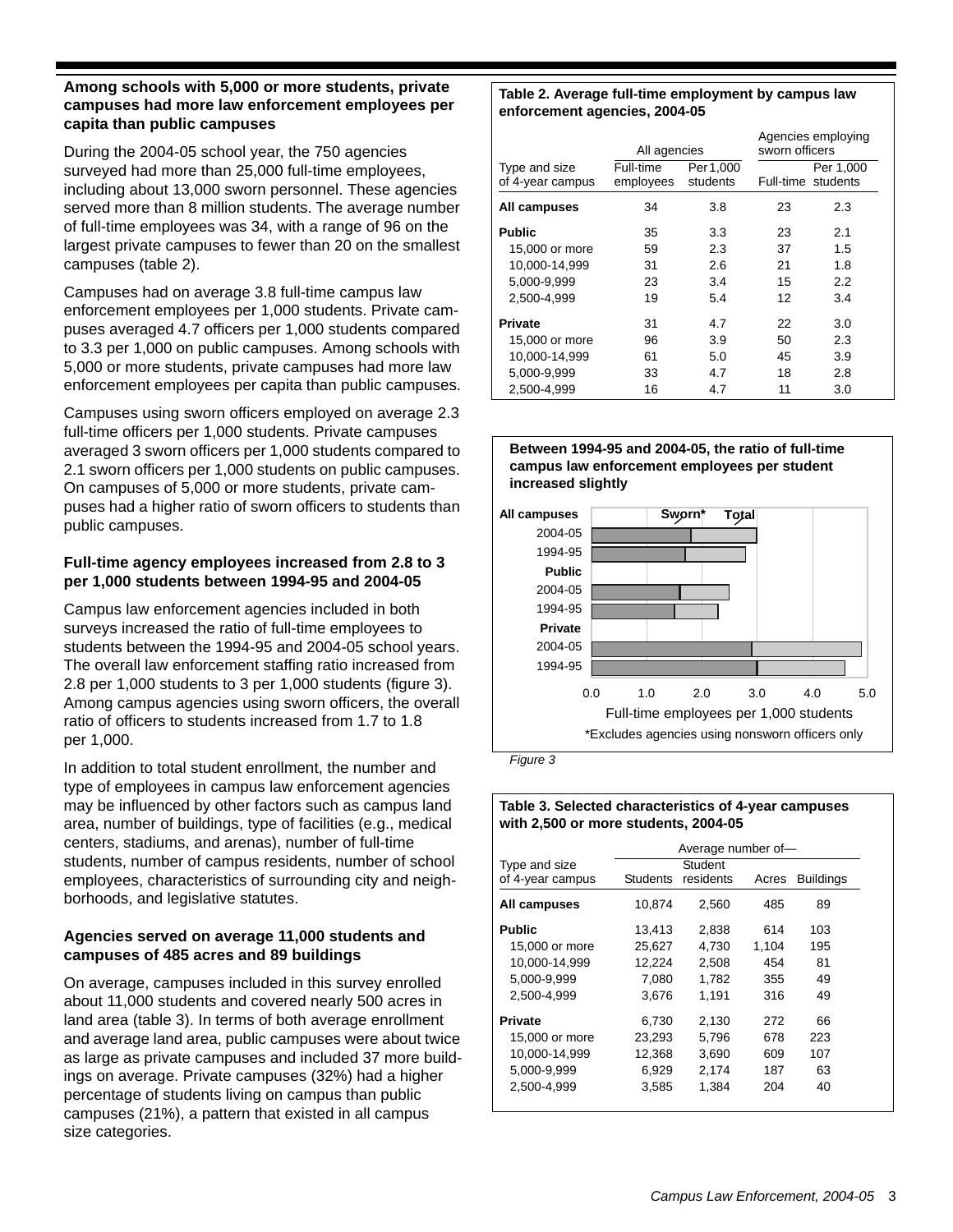### Among schools with 5,000 or more students, private campuses had more law enforcement employees per capita than public campuses

During the 2004-05 school year, the 750 agencies surveyed had more than 25,000 full-time employees, including about 13,000 sworn personnel. These agencies served more than 8 million students. The average number of full-time employees was 34, with a range of 96 on the largest private campuses to fewer than 20 on the smallest campuses (table 2).

Campuses had on average 3.8 full-time campus law enforcement employees per 1,000 students. Private campuses averaged 4.7 officers per 1,000 students compared to 3.3 per 1,000 on public campuses. Among schools with 5,000 or more students, private campuses had more law enforcement employees per capita than public campuses.

Campuses using sworn officers employed on average 2.3 full-time officers per 1,000 students. Private campuses averaged 3 sworn officers per 1,000 students compared to 2.1 sworn officers per 1,000 students on public campuses. On campuses of 5,000 or more students, private campuses had a higher ratio of sworn officers to students than public campuses.

### Full-time agency employees increased from 2.8 to 3 per 1,000 students between 1994-95 and 2004-05

Campus law enforcement agencies included in both surveys increased the ratio of full-time employees to students between the 1994-95 and 2004-05 school years. The overall law enforcement staffing ratio increased from 2.8 per 1,000 students to 3 per 1,000 students (figure 3). Among campus agencies using sworn officers, the overall ratio of officers to students increased from 1.7 to 1.8 per 1,000.

In addition to total student enrollment, the number and type of employees in campus law enforcement agencies may be influenced by other factors such as campus land area, number of buildings, type of facilities (e.g., medical centers, stadiums, and arenas), number of full-time students, number of campus residents, number of school employees, characteristics of surrounding city and neighborhoods, and legislative statutes.

### Agencies served on average 11,000 students and campuses of 485 acres and 89 buildings

On average, campuses included in this survey enrolled about 11,000 students and covered nearly 500 acres in land area (table 3). In terms of both average enrollment and average land area, public campuses were about twice as large as private campuses and included 37 more buildings on average. Private campuses (32%) had a higher percentage of students living on campus than public campuses (21%), a pattern that existed in all campus size categories.

**Table 2. Average full-time employment by campus law enforcement agencies, 2004-05**

| Type and size of 4-year campus | All agencies | | Agencies employing sworn officers | |
|---|---|---|---|---|
| | Full-time employees | Per 1,000 students | Full-time | Per 1,000 students |
| **All campuses** | 34 | 3.8 | 23 | 2.3 |
| **Public** | 35 | 3.3 | 23 | 2.1 |
| 15,000 or more | 59 | 2.3 | 37 | 1.5 |
| 10,000-14,999 | 31 | 2.6 | 21 | 1.8 |
| 5,000-9,999 | 23 | 3.4 | 15 | 2.2 |
| 2,500-4,999 | 19 | 5.4 | 12 | 3.4 |
| **Private** | 31 | 4.7 | 22 | 3.0 |
| 15,000 or more | 96 | 3.9 | 50 | 2.3 |
| 10,000-14,999 | 61 | 5.0 | 45 | 3.9 |
| 5,000-9,999 | 33 | 4.7 | 18 | 2.8 |
| 2,500-4,999 | 16 | 4.7 | 11 | 3.0 |

**Between 1994-95 and 2004-05, the ratio of full-time campus law enforcement employees per student increased slightly**

Full-time employees per 1,000 students

*Excludes agencies using nonsworn officers only

*Figure 3*

**Table 3. Selected characteristics of 4-year campuses with 2,500 or more students, 2004-05**

| Type and size of 4-year campus | Average number of— | | | |
|---|---|---|---|---|
| | Students | Student residents | Acres | Buildings |
| **All campuses** | 10,874 | 2,560 | 485 | 89 |
| **Public** | 13,413 | 2,838 | 614 | 103 |
| 15,000 or more | 25,627 | 4,730 | 1,104 | 195 |
| 10,000-14,999 | 12,224 | 2,508 | 454 | 81 |
| 5,000-9,999 | 7,080 | 1,782 | 355 | 49 |
| 2,500-4,999 | 3,676 | 1,191 | 316 | 49 |
| **Private** | 6,730 | 2,130 | 272 | 66 |
| 15,000 or more | 23,293 | 5,796 | 678 | 223 |
| 10,000-14,999 | 12,368 | 3,690 | 609 | 107 |
| 5,000-9,999 | 6,929 | 2,174 | 187 | 63 |
| 2,500-4,999 | 3,585 | 1,384 | 204 | 40 |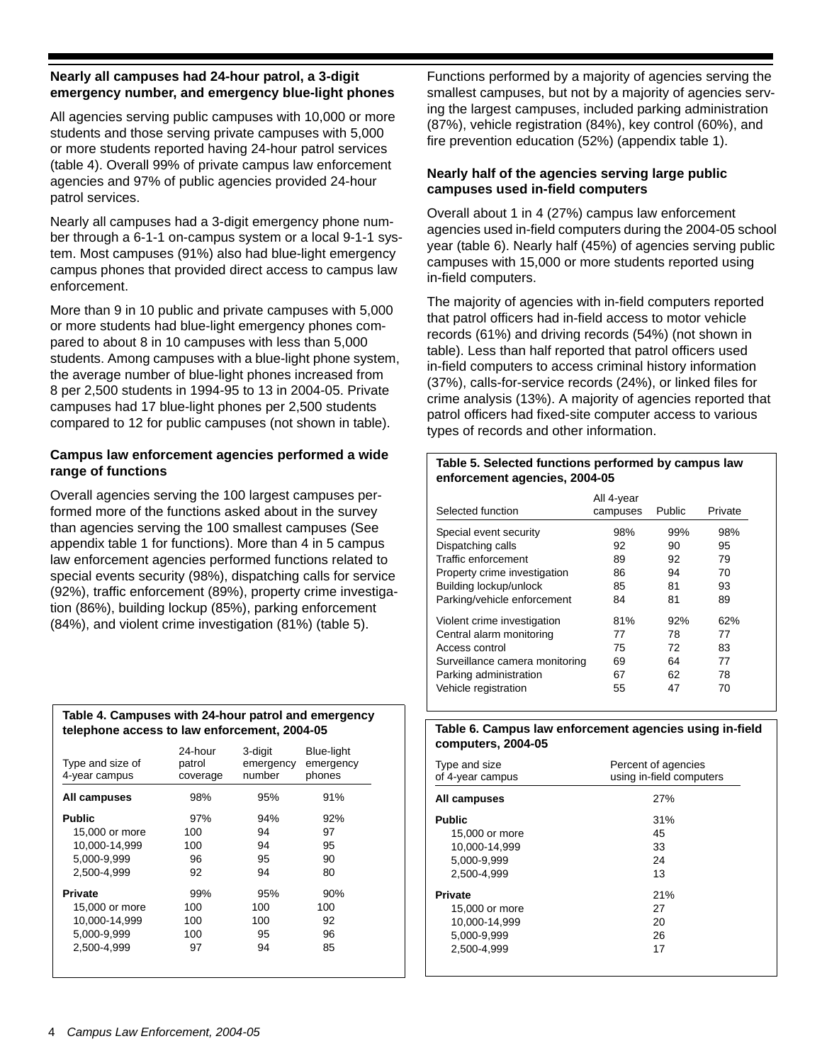### Nearly all campuses had 24-hour patrol, a 3-digit emergency number, and emergency blue-light phones

All agencies serving public campuses with 10,000 or more students and those serving private campuses with 5,000 or more students reported having 24-hour patrol services (table 4). Overall 99% of private campus law enforcement agencies and 97% of public agencies provided 24-hour patrol services.

Nearly all campuses had a 3-digit emergency phone number through a 6-1-1 on-campus system or a local 9-1-1 system. Most campuses (91%) also had blue-light emergency campus phones that provided direct access to campus law enforcement.

More than 9 in 10 public and private campuses with 5,000 or more students had blue-light emergency phones compared to about 8 in 10 campuses with less than 5,000 students. Among campuses with a blue-light phone system, the average number of blue-light phones increased from 8 per 2,500 students in 1994-95 to 13 in 2004-05. Private campuses had 17 blue-light phones per 2,500 students compared to 12 for public campuses (not shown in table).

### Campus law enforcement agencies performed a wide range of functions

Overall agencies serving the 100 largest campuses performed more of the functions asked about in the survey than agencies serving the 100 smallest campuses (See appendix table 1 for functions). More than 4 in 5 campus law enforcement agencies performed functions related to special events security (98%), dispatching calls for service (92%), traffic enforcement (89%), property crime investigation (86%), building lockup (85%), parking enforcement (84%), and violent crime investigation (81%) (table 5).

**Table 4. Campuses with 24-hour patrol and emergency telephone access to law enforcement, 2004-05**

| Type and size of 4-year campus | 24-hour patrol coverage | 3-digit emergency number | Blue-light emergency phones |
|---|---|---|---|
| **All campuses** | 98% | 95% | 91% |
| **Public** | 97% | 94% | 92% |
| 15,000 or more | 100 | 94 | 97 |
| 10,000-14,999 | 100 | 94 | 95 |
| 5,000-9,999 | 96 | 95 | 90 |
| 2,500-4,999 | 92 | 94 | 80 |
| **Private** | 99% | 95% | 90% |
| 15,000 or more | 100 | 100 | 100 |
| 10,000-14,999 | 100 | 100 | 92 |
| 5,000-9,999 | 100 | 95 | 96 |
| 2,500-4,999 | 97 | 94 | 85 |

Functions performed by a majority of agencies serving the smallest campuses, but not by a majority of agencies serving the largest campuses, included parking administration (87%), vehicle registration (84%), key control (60%), and fire prevention education (52%) (appendix table 1).

### Nearly half of the agencies serving large public campuses used in-field computers

Overall about 1 in 4 (27%) campus law enforcement agencies used in-field computers during the 2004-05 school year (table 6). Nearly half (45%) of agencies serving public campuses with 15,000 or more students reported using in-field computers.

The majority of agencies with in-field computers reported that patrol officers had in-field access to motor vehicle records (61%) and driving records (54%) (not shown in table). Less than half reported that patrol officers used in-field computers to access criminal history information (37%), calls-for-service records (24%), or linked files for crime analysis (13%). A majority of agencies reported that patrol officers had fixed-site computer access to various types of records and other information.

**Table 5. Selected functions performed by campus law enforcement agencies, 2004-05**

| Selected function | All 4-year campuses | Public | Private |
|---|---|---|---|
| Special event security | 98% | 99% | 98% |
| Dispatching calls | 92 | 90 | 95 |
| Traffic enforcement | 89 | 92 | 79 |
| Property crime investigation | 86 | 94 | 70 |
| Building lockup/unlock | 85 | 81 | 93 |
| Parking/vehicle enforcement | 84 | 81 | 89 |
| Violent crime investigation | 81% | 92% | 62% |
| Central alarm monitoring | 77 | 78 | 77 |
| Access control | 75 | 72 | 83 |
| Surveillance camera monitoring | 69 | 64 | 77 |
| Parking administration | 67 | 62 | 78 |
| Vehicle registration | 55 | 47 | 70 |

**Table 6. Campus law enforcement agencies using in-field computers, 2004-05**

| Type and size of 4-year campus | Percent of agencies using in-field computers |
|---|---|
| **All campuses** | 27% |
| **Public** | 31% |
| 15,000 or more | 45 |
| 10,000-14,999 | 33 |
| 5,000-9,999 | 24 |
| 2,500-4,999 | 13 |
| **Private** | 21% |
| 15,000 or more | 27 |
| 10,000-14,999 | 20 |
| 5,000-9,999 | 26 |
| 2,500-4,999 | 17 |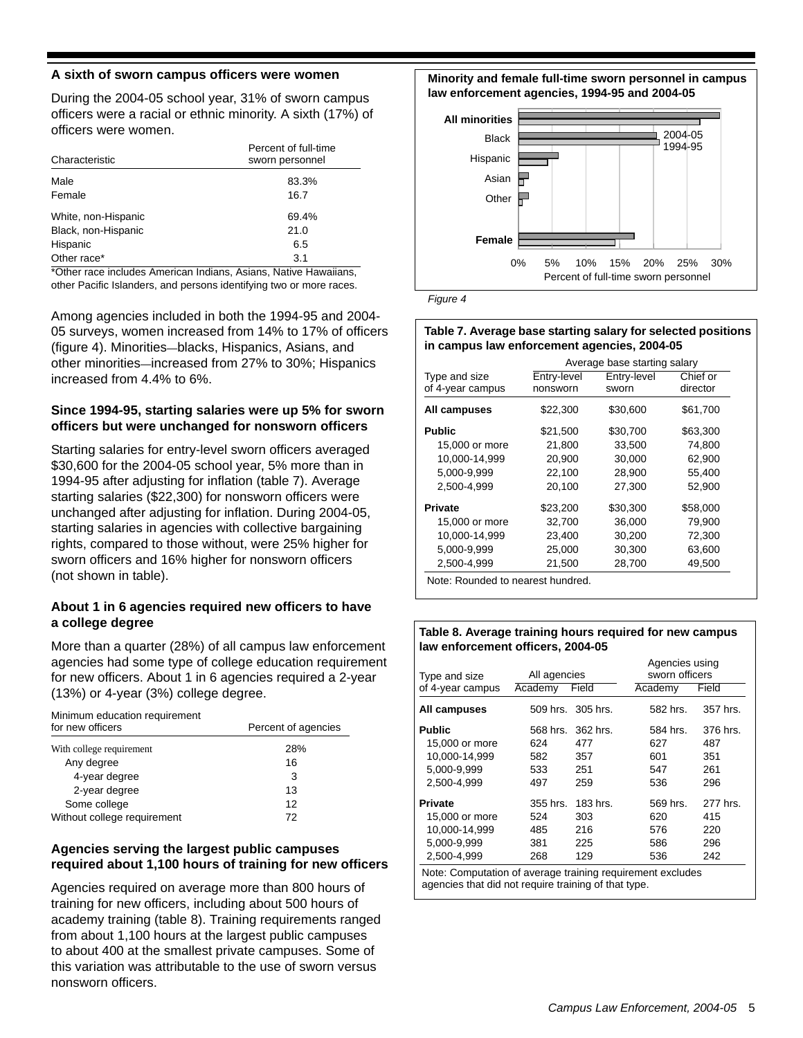### A sixth of sworn campus officers were women

During the 2004-05 school year, 31% of sworn campus officers were a racial or ethnic minority. A sixth (17%) of officers were women.

| Characteristic | Percent of full-time sworn personnel |
|---|---|
| Male | 83.3% |
| Female | 16.7 |
| White, non-Hispanic | 69.4% |
| Black, non-Hispanic | 21.0 |
| Hispanic | 6.5 |
| Other race* | 3.1 |

*Other race includes American Indians, Asians, Native Hawaiians, other Pacific Islanders, and persons identifying two or more races.

Among agencies included in both the 1994-95 and 2004-05 surveys, women increased from 14% to 17% of officers (figure 4). Minorities—blacks, Hispanics, Asians, and other minorities—increased from 27% to 30%; Hispanics increased from 4.4% to 6%.

**Minority and female full-time sworn personnel in campus law enforcement agencies, 1994-95 and 2004-05**

*Figure 4*

### Since 1994-95, starting salaries were up 5% for sworn officers but were unchanged for nonsworn officers

Starting salaries for entry-level sworn officers averaged $30,600 for the 2004-05 school year, 5% more than in 1994-95 after adjusting for inflation (table 7). Average starting salaries ($22,300) for nonsworn officers were unchanged after adjusting for inflation. During 2004-05, starting salaries in agencies with collective bargaining rights, compared to those without, were 25% higher for sworn officers and 16% higher for nonsworn officers (not shown in table).

**Table 7. Average base starting salary for selected positions in campus law enforcement agencies, 2004-05**

| | Average base starting salary | | |
|---|---|---|---|
| Type and size of 4-year campus | Entry-level nonsworn | Entry-level sworn | Chief or director |
| **All campuses** | $22,300 | $30,600 | $61,700 |
| **Public** | $21,500 | $30,700 | $63,300 |
| 15,000 or more | 21,800 | 33,500 | 74,800 |
| 10,000-14,999 | 20,900 | 30,000 | 62,900 |
| 5,000-9,999 | 22,100 | 28,900 | 55,400 |
| 2,500-4,999 | 20,100 | 27,300 | 52,900 |
| **Private** | $23,200 | $30,300 | $58,000 |
| 15,000 or more | 32,700 | 36,000 | 79,900 |
| 10,000-14,999 | 23,400 | 30,200 | 72,300 |
| 5,000-9,999 | 25,000 | 30,300 | 63,600 |
| 2,500-4,999 | 21,500 | 28,700 | 49,500 |

Note: Rounded to nearest hundred.

### About 1 in 6 agencies required new officers to have a college degree

More than a quarter (28%) of all campus law enforcement agencies had some type of college education requirement for new officers. About 1 in 6 agencies required a 2-year (13%) or 4-year (3%) college degree.

| Minimum education requirement for new officers | Percent of agencies |
|---|---|
| With college requirement | 28% |
| Any degree | 16 |
| 4-year degree | 3 |
| 2-year degree | 13 |
| Some college | 12 |
| Without college requirement | 72 |

### Agencies serving the largest public campuses required about 1,100 hours of training for new officers

Agencies required on average more than 800 hours of training for new officers, including about 500 hours of academy training (table 8). Training requirements ranged from about 1,100 hours at the largest public campuses to about 400 at the smallest private campuses. Some of this variation was attributable to the use of sworn versus nonsworn officers.

**Table 8. Average training hours required for new campus law enforcement officers, 2004-05**

| | All agencies | | Agencies using sworn officers | |
|---|---|---|---|---|
| Type and size of 4-year campus | Academy | Field | Academy | Field |
| **All campuses** | 509 hrs. | 305 hrs. | 582 hrs. | 357 hrs. |
| **Public** | 568 hrs. | 362 hrs. | 584 hrs. | 376 hrs. |
| 15,000 or more | 624 | 477 | 627 | 487 |
| 10,000-14,999 | 582 | 357 | 601 | 351 |
| 5,000-9,999 | 533 | 251 | 547 | 261 |
| 2,500-4,999 | 497 | 259 | 536 | 296 |
| **Private** | 355 hrs. | 183 hrs. | 569 hrs. | 277 hrs. |
| 15,000 or more | 524 | 303 | 620 | 415 |
| 10,000-14,999 | 485 | 216 | 576 | 220 |
| 5,000-9,999 | 381 | 225 | 586 | 296 |
| 2,500-4,999 | 268 | 129 | 536 | 242 |

Note: Computation of average training requirement excludes agencies that did not require training of that type.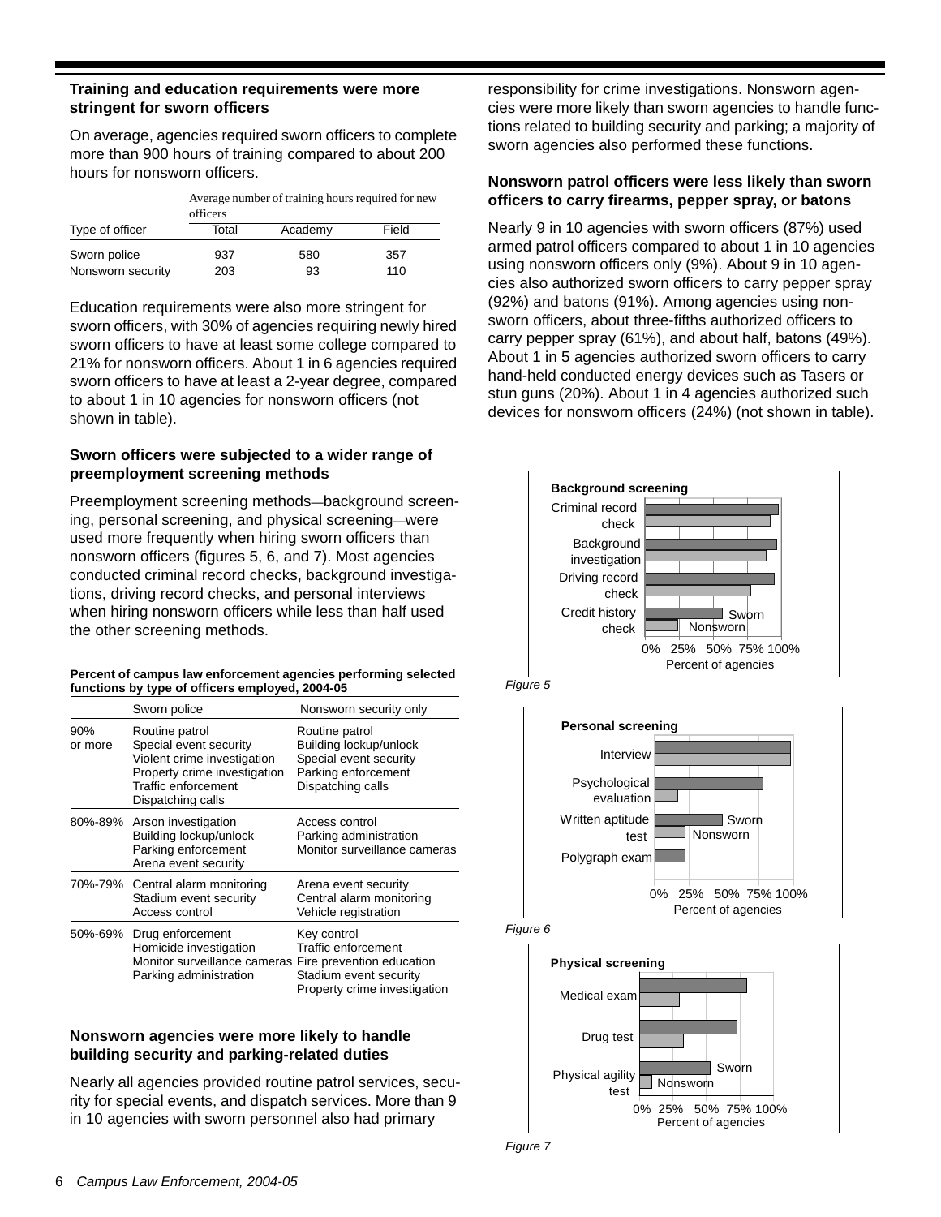### Training and education requirements were more stringent for sworn officers

On average, agencies required sworn officers to complete more than 900 hours of training compared to about 200 hours for nonsworn officers.

| Type of officer | Average number of training hours required for new officers | | |
|---|---|---|---|
| | Total | Academy | Field |
| Sworn police | 937 | 580 | 357 |
| Nonsworn security | 203 | 93 | 110 |

Education requirements were also more stringent for sworn officers, with 30% of agencies requiring newly hired sworn officers to have at least some college compared to 21% for nonsworn officers. About 1 in 6 agencies required sworn officers to have at least a 2-year degree, compared to about 1 in 10 agencies for nonsworn officers (not shown in table).

### Sworn officers were subjected to a wider range of preemployment screening methods

Preemployment screening methods—background screening, personal screening, and physical screening—were used more frequently when hiring sworn officers than nonsworn officers (figures 5, 6, and 7). Most agencies conducted criminal record checks, background investigations, driving record checks, and personal interviews when hiring nonsworn officers while less than half used the other screening methods.

**Percent of campus law enforcement agencies performing selected functions by type of officers employed, 2004-05**

| | Sworn police | Nonsworn security only |
|---|---|---|
| 90% or more | Routine patrol<br>Special event security<br>Violent crime investigation<br>Property crime investigation<br>Traffic enforcement<br>Dispatching calls | Routine patrol<br>Building lockup/unlock<br>Special event security<br>Parking enforcement<br>Dispatching calls |
| 80%-89% | Arson investigation<br>Building lockup/unlock<br>Parking enforcement<br>Arena event security | Access control<br>Parking administration<br>Monitor surveillance cameras |
| 70%-79% | Central alarm monitoring<br>Stadium event security<br>Access control | Arena event security<br>Central alarm monitoring<br>Vehicle registration |
| 50%-69% | Drug enforcement<br>Homicide investigation<br>Monitor surveillance cameras<br>Parking administration | Key control<br>Traffic enforcement<br>Fire prevention education<br>Stadium event security<br>Property crime investigation |

### Nonsworn agencies were more likely to handle building security and parking-related duties

Nearly all agencies provided routine patrol services, security for special events, and dispatch services. More than 9 in 10 agencies with sworn personnel also had primary responsibility for crime investigations. Nonsworn agencies were more likely than sworn agencies to handle functions related to building security and parking; a majority of sworn agencies also performed these functions.

### Nonsworn patrol officers were less likely than sworn officers to carry firearms, pepper spray, or batons

Nearly 9 in 10 agencies with sworn officers (87%) used armed patrol officers compared to about 1 in 10 agencies using nonsworn officers only (9%). About 9 in 10 agencies also authorized sworn officers to carry pepper spray (92%) and batons (91%). Among agencies using nonsworn officers, about three-fifths authorized officers to carry pepper spray (61%), and about half, batons (49%). About 1 in 5 agencies authorized sworn officers to carry hand-held conducted energy devices such as Tasers or stun guns (20%). About 1 in 4 agencies authorized such devices for nonsworn officers (24%) (not shown in table).

**Background screening**

Criminal record check; Background investigation; Driving record check; Credit history check — Sworn / Nonsworn — 0% 25% 50% 75% 100% — Percent of agencies

*Figure 5*

**Personal screening**

Interview; Psychological evaluation; Written aptitude test; Polygraph exam — Sworn / Nonsworn — 0% 25% 50% 75% 100% — Percent of agencies

*Figure 6*

**Physical screening**

Medical exam; Drug test; Physical agility test — Sworn / Nonsworn — 0% 25% 50% 75% 100% — Percent of agencies

*Figure 7*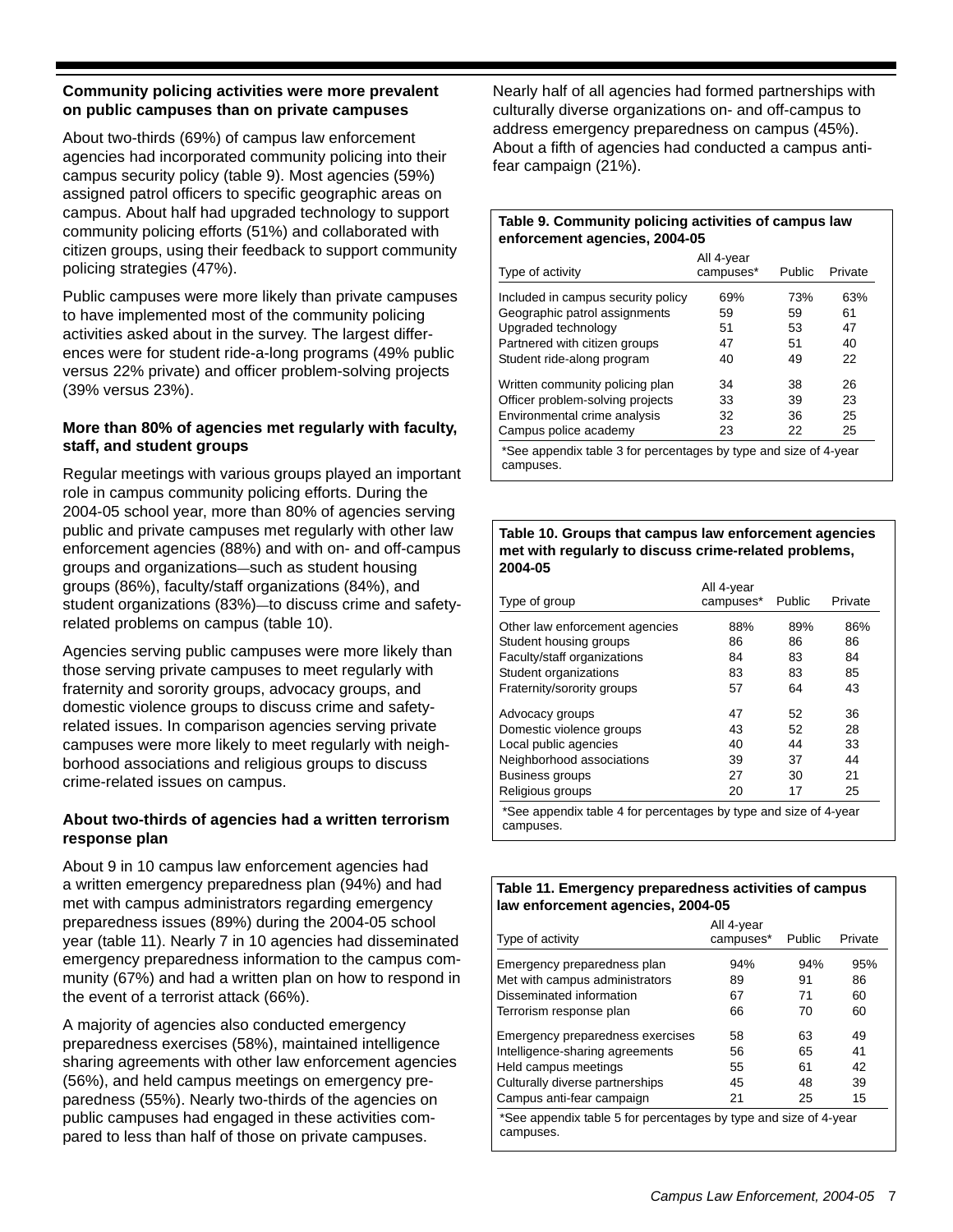### Community policing activities were more prevalent on public campuses than on private campuses

About two-thirds (69%) of campus law enforcement agencies had incorporated community policing into their campus security policy (table 9). Most agencies (59%) assigned patrol officers to specific geographic areas on campus. About half had upgraded technology to support community policing efforts (51%) and collaborated with citizen groups, using their feedback to support community policing strategies (47%).

Public campuses were more likely than private campuses to have implemented most of the community policing activities asked about in the survey. The largest differences were for student ride-a-long programs (49% public versus 22% private) and officer problem-solving projects (39% versus 23%).

### More than 80% of agencies met regularly with faculty, staff, and student groups

Regular meetings with various groups played an important role in campus community policing efforts. During the 2004-05 school year, more than 80% of agencies serving public and private campuses met regularly with other law enforcement agencies (88%) and with on- and off-campus groups and organizations—such as student housing groups (86%), faculty/staff organizations (84%), and student organizations (83%)—to discuss crime and safety-related problems on campus (table 10).

Agencies serving public campuses were more likely than those serving private campuses to meet regularly with fraternity and sorority groups, advocacy groups, and domestic violence groups to discuss crime and safety-related issues. In comparison agencies serving private campuses were more likely to meet regularly with neighborhood associations and religious groups to discuss crime-related issues on campus.

### About two-thirds of agencies had a written terrorism response plan

About 9 in 10 campus law enforcement agencies had a written emergency preparedness plan (94%) and had met with campus administrators regarding emergency preparedness issues (89%) during the 2004-05 school year (table 11). Nearly 7 in 10 agencies had disseminated emergency preparedness information to the campus community (67%) and had a written plan on how to respond in the event of a terrorist attack (66%).

A majority of agencies also conducted emergency preparedness exercises (58%), maintained intelligence sharing agreements with other law enforcement agencies (56%), and held campus meetings on emergency preparedness (55%). Nearly two-thirds of the agencies on public campuses had engaged in these activities compared to less than half of those on private campuses.

Nearly half of all agencies had formed partnerships with culturally diverse organizations on- and off-campus to address emergency preparedness on campus (45%). About a fifth of agencies had conducted a campus anti-fear campaign (21%).

**Table 9. Community policing activities of campus law enforcement agencies, 2004-05**

| Type of activity | All 4-year campuses* | Public | Private |
|---|---|---|---|
| Included in campus security policy | 69% | 73% | 63% |
| Geographic patrol assignments | 59 | 59 | 61 |
| Upgraded technology | 51 | 53 | 47 |
| Partnered with citizen groups | 47 | 51 | 40 |
| Student ride-along program | 40 | 49 | 22 |
| Written community policing plan | 34 | 38 | 26 |
| Officer problem-solving projects | 33 | 39 | 23 |
| Environmental crime analysis | 32 | 36 | 25 |
| Campus police academy | 23 | 22 | 25 |

*See appendix table 3 for percentages by type and size of 4-year campuses.

**Table 10. Groups that campus law enforcement agencies met with regularly to discuss crime-related problems, 2004-05**

| Type of group | All 4-year campuses* | Public | Private |
|---|---|---|---|
| Other law enforcement agencies | 88% | 89% | 86% |
| Student housing groups | 86 | 86 | 86 |
| Faculty/staff organizations | 84 | 83 | 84 |
| Student organizations | 83 | 83 | 85 |
| Fraternity/sorority groups | 57 | 64 | 43 |
| Advocacy groups | 47 | 52 | 36 |
| Domestic violence groups | 43 | 52 | 28 |
| Local public agencies | 40 | 44 | 33 |
| Neighborhood associations | 39 | 37 | 44 |
| Business groups | 27 | 30 | 21 |
| Religious groups | 20 | 17 | 25 |

*See appendix table 4 for percentages by type and size of 4-year campuses.

**Table 11. Emergency preparedness activities of campus law enforcement agencies, 2004-05**

| Type of activity | All 4-year campuses* | Public | Private |
|---|---|---|---|
| Emergency preparedness plan | 94% | 94% | 95% |
| Met with campus administrators | 89 | 91 | 86 |
| Disseminated information | 67 | 71 | 60 |
| Terrorism response plan | 66 | 70 | 60 |
| Emergency preparedness exercises | 58 | 63 | 49 |
| Intelligence-sharing agreements | 56 | 65 | 41 |
| Held campus meetings | 55 | 61 | 42 |
| Culturally diverse partnerships | 45 | 48 | 39 |
| Campus anti-fear campaign | 21 | 25 | 15 |

*See appendix table 5 for percentages by type and size of 4-year campuses.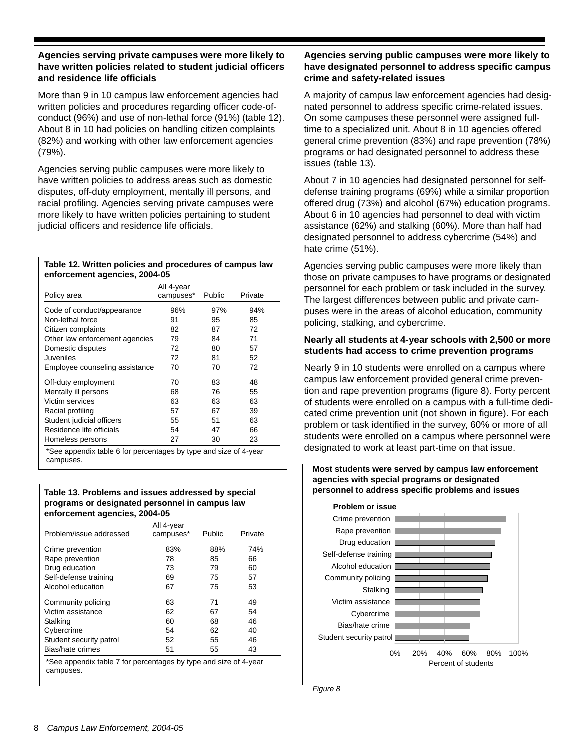### Agencies serving private campuses were more likely to have written policies related to student judicial officers and residence life officials

More than 9 in 10 campus law enforcement agencies had written policies and procedures regarding officer code-of-conduct (96%) and use of non-lethal force (91%) (table 12). About 8 in 10 had policies on handling citizen complaints (82%) and working with other law enforcement agencies (79%).

Agencies serving public campuses were more likely to have written policies to address areas such as domestic disputes, off-duty employment, mentally ill persons, and racial profiling. Agencies serving private campuses were more likely to have written policies pertaining to student judicial officers and residence life officials.

**Table 12. Written policies and procedures of campus law enforcement agencies, 2004-05**

| Policy area | All 4-year campuses* | Public | Private |
|---|---|---|---|
| Code of conduct/appearance | 96% | 97% | 94% |
| Non-lethal force | 91 | 95 | 85 |
| Citizen complaints | 82 | 87 | 72 |
| Other law enforcement agencies | 79 | 84 | 71 |
| Domestic disputes | 72 | 80 | 57 |
| Juveniles | 72 | 81 | 52 |
| Employee counseling assistance | 70 | 70 | 72 |
| Off-duty employment | 70 | 83 | 48 |
| Mentally ill persons | 68 | 76 | 55 |
| Victim services | 63 | 63 | 63 |
| Racial profiling | 57 | 67 | 39 |
| Student judicial officers | 55 | 51 | 63 |
| Residence life officials | 54 | 47 | 66 |
| Homeless persons | 27 | 30 | 23 |

*See appendix table 6 for percentages by type and size of 4-year campuses.

**Table 13. Problems and issues addressed by special programs or designated personnel in campus law enforcement agencies, 2004-05**

| Problem/issue addressed | All 4-year campuses* | Public | Private |
|---|---|---|---|
| Crime prevention | 83% | 88% | 74% |
| Rape prevention | 78 | 85 | 66 |
| Drug education | 73 | 79 | 60 |
| Self-defense training | 69 | 75 | 57 |
| Alcohol education | 67 | 75 | 53 |
| Community policing | 63 | 71 | 49 |
| Victim assistance | 62 | 67 | 54 |
| Stalking | 60 | 68 | 46 |
| Cybercrime | 54 | 62 | 40 |
| Student security patrol | 52 | 55 | 46 |
| Bias/hate crimes | 51 | 55 | 43 |

*See appendix table 7 for percentages by type and size of 4-year campuses.

### Agencies serving public campuses were more likely to have designated personnel to address specific campus crime and safety-related issues

A majority of campus law enforcement agencies had designated personnel to address specific crime-related issues. On some campuses these personnel were assigned full-time to a specialized unit. About 8 in 10 agencies offered general crime prevention (83%) and rape prevention (78%) programs or had designated personnel to address these issues (table 13).

About 7 in 10 agencies had designated personnel for self-defense training programs (69%) while a similar proportion offered drug (73%) and alcohol (67%) education programs. About 6 in 10 agencies had personnel to deal with victim assistance (62%) and stalking (60%). More than half had designated personnel to address cybercrime (54%) and hate crime (51%).

Agencies serving public campuses were more likely than those on private campuses to have programs or designated personnel for each problem or task included in the survey. The largest differences between public and private campuses were in the areas of alcohol education, community policing, stalking, and cybercrime.

### Nearly all students at 4-year schools with 2,500 or more students had access to crime prevention programs

Nearly 9 in 10 students were enrolled on a campus where campus law enforcement provided general crime prevention and rape prevention programs (figure 8). Forty percent of students were enrolled on a campus with a full-time dedicated crime prevention unit (not shown in figure). For each problem or task identified in the survey, 60% or more of all students were enrolled on a campus where personnel were designated to work at least part-time on that issue.

**Most students were served by campus law enforcement agencies with special programs or designated personnel to address specific problems and issues**

Problem or issue: Crime prevention, Rape prevention, Drug education, Self-defense training, Alcohol education, Community policing, Stalking, Victim assistance, Cybercrime, Bias/hate crime, Student security patrol

0% 20% 40% 60% 80% 100%
Percent of students

*Figure 8*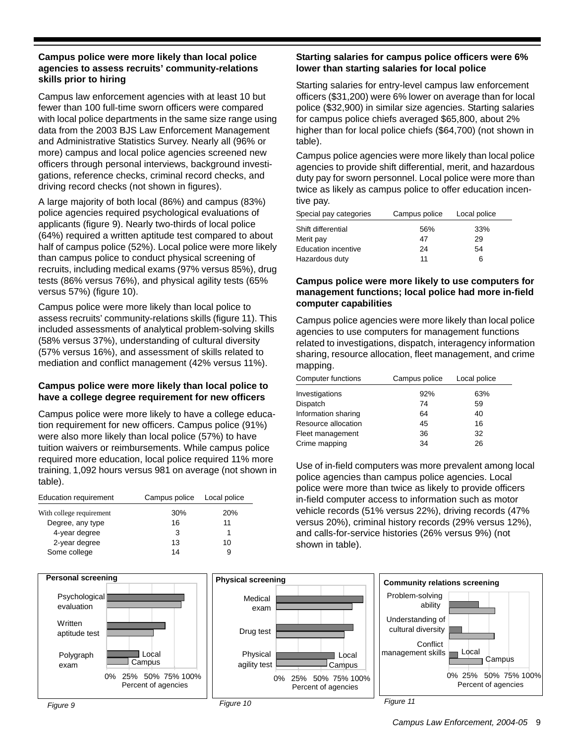### Campus police were more likely than local police agencies to assess recruits' community-relations skills prior to hiring

Campus law enforcement agencies with at least 10 but fewer than 100 full-time sworn officers were compared with local police departments in the same size range using data from the 2003 BJS Law Enforcement Management and Administrative Statistics Survey. Nearly all (96% or more) campus and local police agencies screened new officers through personal interviews, background investigations, reference checks, criminal record checks, and driving record checks (not shown in figures).

A large majority of both local (86%) and campus (83%) police agencies required psychological evaluations of applicants (figure 9). Nearly two-thirds of local police (64%) required a written aptitude test compared to about half of campus police (52%). Local police were more likely than campus police to conduct physical screening of recruits, including medical exams (97% versus 85%), drug tests (86% versus 76%), and physical agility tests (65% versus 57%) (figure 10).

Campus police were more likely than local police to assess recruits' community-relations skills (figure 11). This included assessments of analytical problem-solving skills (58% versus 37%), understanding of cultural diversity (57% versus 16%), and assessment of skills related to mediation and conflict management (42% versus 11%).

### Campus police were more likely than local police to have a college degree requirement for new officers

Campus police were more likely to have a college education requirement for new officers. Campus police (91%) were also more likely than local police (57%) to have tuition waivers or reimbursements. While campus police required more education, local police required 11% more training, 1,092 hours versus 981 on average (not shown in table).

| Education requirement | Campus police | Local police |
|---|---|---|
| With college requirement | 30% | 20% |
| Degree, any type | 16 | 11 |
| 4-year degree | 3 | 1 |
| 2-year degree | 13 | 10 |
| Some college | 14 | 9 |

### Starting salaries for campus police officers were 6% lower than starting salaries for local police

Starting salaries for entry-level campus law enforcement officers ($31,200) were 6% lower on average than for local police ($32,900) in similar size agencies. Starting salaries for campus police chiefs averaged $65,800, about 2% higher than for local police chiefs ($64,700) (not shown in table).

Campus police agencies were more likely than local police agencies to provide shift differential, merit, and hazardous duty pay for sworn personnel. Local police were more than twice as likely as campus police to offer education incentive pay.

| Special pay categories | Campus police | Local police |
|---|---|---|
| Shift differential | 56% | 33% |
| Merit pay | 47 | 29 |
| Education incentive | 24 | 54 |
| Hazardous duty | 11 | 6 |

### Campus police were more likely to use computers for management functions; local police had more in-field computer capabilities

Campus police agencies were more likely than local police agencies to use computers for management functions related to investigations, dispatch, interagency information sharing, resource allocation, fleet management, and crime mapping.

| Computer functions | Campus police | Local police |
|---|---|---|
| Investigations | 92% | 63% |
| Dispatch | 74 | 59 |
| Information sharing | 64 | 40 |
| Resource allocation | 45 | 16 |
| Fleet management | 36 | 32 |
| Crime mapping | 34 | 26 |

Use of in-field computers was more prevalent among local police agencies than campus police agencies. Local police were more than twice as likely to provide officers in-field computer access to information such as motor vehicle records (51% versus 22%), driving records (47% versus 20%), criminal history records (29% versus 12%), and calls-for-service histories (26% versus 9%) (not shown in table).

**Personal screening**

Psychological evaluation; Written aptitude test; Polygraph exam — Local, Campus — Percent of agencies (0%–100%)

*Figure 9*

**Physical screening**

Medical exam; Drug test; Physical agility test — Local, Campus — Percent of agencies (0%–100%)

*Figure 10*

**Community relations screening**

Problem-solving ability; Understanding of cultural diversity; Conflict management skills — Local, Campus — Percent of agencies (0%–100%)

*Figure 11*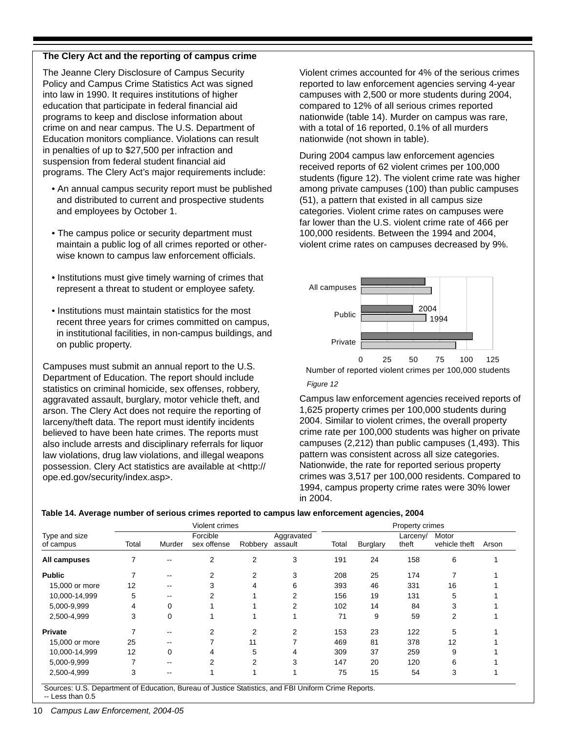## The Clery Act and the reporting of campus crime

The Jeanne Clery Disclosure of Campus Security Policy and Campus Crime Statistics Act was signed into law in 1990. It requires institutions of higher education that participate in federal financial aid programs to keep and disclose information about crime on and near campus. The U.S. Department of Education monitors compliance. Violations can result in penalties of up to $27,500 per infraction and suspension from federal student financial aid programs. The Clery Act's major requirements include:

- An annual campus security report must be published and distributed to current and prospective students and employees by October 1.
- The campus police or security department must maintain a public log of all crimes reported or otherwise known to campus law enforcement officials.
- Institutions must give timely warning of crimes that represent a threat to student or employee safety.
- Institutions must maintain statistics for the most recent three years for crimes committed on campus, in institutional facilities, in non-campus buildings, and on public property.

Campuses must submit an annual report to the U.S. Department of Education. The report should include statistics on criminal homicide, sex offenses, robbery, aggravated assault, burglary, motor vehicle theft, and arson. The Clery Act does not require the reporting of larceny/theft data. The report must identify incidents believed to have been hate crimes. The reports must also include arrests and disciplinary referrals for liquor law violations, drug law violations, and illegal weapons possession. Clery Act statistics are available at <http://ope.ed.gov/security/index.asp>.

Violent crimes accounted for 4% of the serious crimes reported to law enforcement agencies serving 4-year campuses with 2,500 or more students during 2004, compared to 12% of all serious crimes reported nationwide (table 14). Murder on campus was rare, with a total of 16 reported, 0.1% of all murders nationwide (not shown in table).

During 2004 campus law enforcement agencies received reports of 62 violent crimes per 100,000 students (figure 12). The violent crime rate was higher among private campuses (100) than public campuses (51), a pattern that existed in all campus size categories. Violent crime rates on campuses were far lower than the U.S. violent crime rate of 466 per 100,000 residents. Between the 1994 and 2004, violent crime rates on campuses decreased by 9%.

*Figure 12*

Campus law enforcement agencies received reports of 1,625 property crimes per 100,000 students during 2004. Similar to violent crimes, the overall property crime rate per 100,000 students was higher on private campuses (2,212) than public campuses (1,493). This pattern was consistent across all size categories. Nationwide, the rate for reported serious property crimes was 3,517 per 100,000 residents. Compared to 1994, campus property crime rates were 30% lower in 2004.

**Table 14. Average number of serious crimes reported to campus law enforcement agencies, 2004**

| Type and size of campus | Violent crimes | | | | | Property crimes | | | | |
|---|---|---|---|---|---|---|---|---|---|---|
| | Total | Murder | Forcible sex offense | Robbery | Aggravated assault | Total | Burglary | Larceny/ theft | Motor vehicle theft | Arson |
| **All campuses** | 7 | -- | 2 | 2 | 3 | 191 | 24 | 158 | 6 | 1 |
| **Public** | 7 | -- | 2 | 2 | 3 | 208 | 25 | 174 | 7 | 1 |
| 15,000 or more | 12 | -- | 3 | 4 | 6 | 393 | 46 | 331 | 16 | 1 |
| 10,000-14,999 | 5 | -- | 2 | 1 | 2 | 156 | 19 | 131 | 5 | 1 |
| 5,000-9,999 | 4 | 0 | 1 | 1 | 2 | 102 | 14 | 84 | 3 | 1 |
| 2,500-4,999 | 3 | 0 | 1 | 1 | 1 | 71 | 9 | 59 | 2 | 1 |
| **Private** | 7 | -- | 2 | 2 | 2 | 153 | 23 | 122 | 5 | 1 |
| 15,000 or more | 25 | -- | 7 | 11 | 7 | 469 | 81 | 378 | 12 | 1 |
| 10,000-14,999 | 12 | 0 | 4 | 5 | 4 | 309 | 37 | 259 | 9 | 1 |
| 5,000-9,999 | 7 | -- | 2 | 2 | 3 | 147 | 20 | 120 | 6 | 1 |
| 2,500-4,999 | 3 | -- | 1 | 1 | 1 | 75 | 15 | 54 | 3 | 1 |

Sources: U.S. Department of Education, Bureau of Justice Statistics, and FBI Uniform Crime Reports.
-- Less than 0.5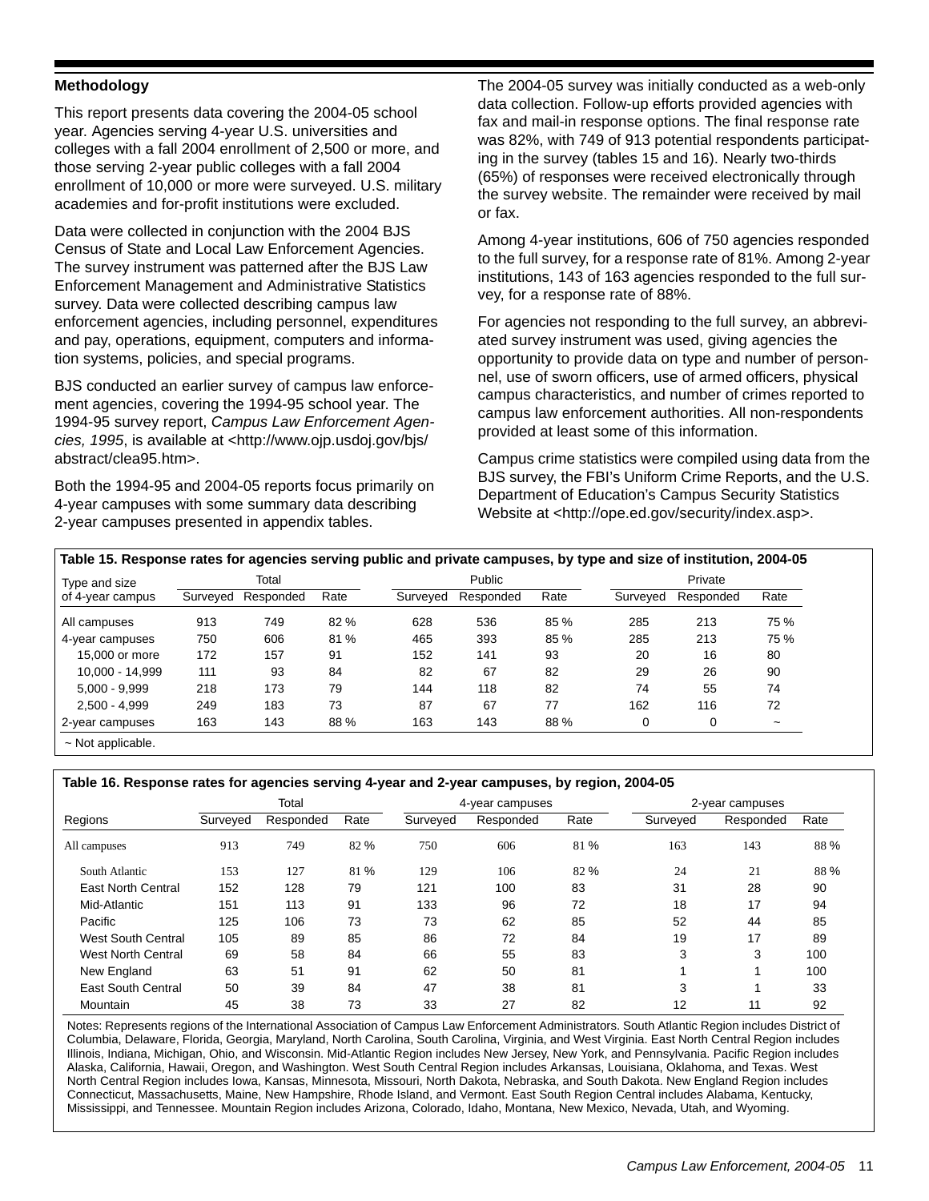### Methodology

This report presents data covering the 2004-05 school year. Agencies serving 4-year U.S. universities and colleges with a fall 2004 enrollment of 2,500 or more, and those serving 2-year public colleges with a fall 2004 enrollment of 10,000 or more were surveyed. U.S. military academies and for-profit institutions were excluded.

Data were collected in conjunction with the 2004 BJS Census of State and Local Law Enforcement Agencies. The survey instrument was patterned after the BJS Law Enforcement Management and Administrative Statistics survey. Data were collected describing campus law enforcement agencies, including personnel, expenditures and pay, operations, equipment, computers and information systems, policies, and special programs.

BJS conducted an earlier survey of campus law enforcement agencies, covering the 1994-95 school year. The 1994-95 survey report, *Campus Law Enforcement Agencies, 1995*, is available at <http://www.ojp.usdoj.gov/bjs/abstract/clea95.htm>.

Both the 1994-95 and 2004-05 reports focus primarily on 4-year campuses with some summary data describing 2-year campuses presented in appendix tables.

The 2004-05 survey was initially conducted as a web-only data collection. Follow-up efforts provided agencies with fax and mail-in response options. The final response rate was 82%, with 749 of 913 potential respondents participating in the survey (tables 15 and 16). Nearly two-thirds (65%) of responses were received electronically through the survey website. The remainder were received by mail or fax.

Among 4-year institutions, 606 of 750 agencies responded to the full survey, for a response rate of 81%. Among 2-year institutions, 143 of 163 agencies responded to the full survey, for a response rate of 88%.

For agencies not responding to the full survey, an abbreviated survey instrument was used, giving agencies the opportunity to provide data on type and number of personnel, use of sworn officers, use of armed officers, physical campus characteristics, and number of crimes reported to campus law enforcement authorities. All non-respondents provided at least some of this information.

Campus crime statistics were compiled using data from the BJS survey, the FBI's Uniform Crime Reports, and the U.S. Department of Education's Campus Security Statistics Website at <http://ope.ed.gov/security/index.asp>.

**Table 15. Response rates for agencies serving public and private campuses, by type and size of institution, 2004-05**

| Type and size of 4-year campus | Total | | | Public | | | Private | | |
|---|---|---|---|---|---|---|---|---|---|
| | Surveyed | Responded | Rate | Surveyed | Responded | Rate | Surveyed | Responded | Rate |
| All campuses | 913 | 749 | 82 % | 628 | 536 | 85 % | 285 | 213 | 75 % |
| 4-year campuses | 750 | 606 | 81 % | 465 | 393 | 85 % | 285 | 213 | 75 % |
| 15,000 or more | 172 | 157 | 91 | 152 | 141 | 93 | 20 | 16 | 80 |
| 10,000 - 14,999 | 111 | 93 | 84 | 82 | 67 | 82 | 29 | 26 | 90 |
| 5,000 - 9,999 | 218 | 173 | 79 | 144 | 118 | 82 | 74 | 55 | 74 |
| 2,500 - 4,999 | 249 | 183 | 73 | 87 | 67 | 77 | 162 | 116 | 72 |
| 2-year campuses | 163 | 143 | 88 % | 163 | 143 | 88 % | 0 | 0 | ~ |

~ Not applicable.

**Table 16. Response rates for agencies serving 4-year and 2-year campuses, by region, 2004-05**

| Regions | Total | | | 4-year campuses | | | 2-year campuses | | |
|---|---|---|---|---|---|---|---|---|---|
| | Surveyed | Responded | Rate | Surveyed | Responded | Rate | Surveyed | Responded | Rate |
| All campuses | 913 | 749 | 82 % | 750 | 606 | 81 % | 163 | 143 | 88 % |
| South Atlantic | 153 | 127 | 81 % | 129 | 106 | 82 % | 24 | 21 | 88 % |
| East North Central | 152 | 128 | 79 | 121 | 100 | 83 | 31 | 28 | 90 |
| Mid-Atlantic | 151 | 113 | 91 | 133 | 96 | 72 | 18 | 17 | 94 |
| Pacific | 125 | 106 | 73 | 73 | 62 | 85 | 52 | 44 | 85 |
| West South Central | 105 | 89 | 85 | 86 | 72 | 84 | 19 | 17 | 89 |
| West North Central | 69 | 58 | 84 | 66 | 55 | 83 | 3 | 3 | 100 |
| New England | 63 | 51 | 91 | 62 | 50 | 81 | 1 | 1 | 100 |
| East South Central | 50 | 39 | 84 | 47 | 38 | 81 | 3 | 1 | 33 |
| Mountain | 45 | 38 | 73 | 33 | 27 | 82 | 12 | 11 | 92 |

Notes: Represents regions of the International Association of Campus Law Enforcement Administrators. South Atlantic Region includes District of Columbia, Delaware, Florida, Georgia, Maryland, North Carolina, South Carolina, Virginia, and West Virginia. East North Central Region includes Illinois, Indiana, Michigan, Ohio, and Wisconsin. Mid-Atlantic Region includes New Jersey, New York, and Pennsylvania. Pacific Region includes Alaska, California, Hawaii, Oregon, and Washington. West South Central Region includes Arkansas, Louisiana, Oklahoma, and Texas. West North Central Region includes Iowa, Kansas, Minnesota, Missouri, North Dakota, Nebraska, and South Dakota. New England Region includes Connecticut, Massachusetts, Maine, New Hampshire, Rhode Island, and Vermont. East South Region Central includes Alabama, Kentucky, Mississippi, and Tennessee. Mountain Region includes Arizona, Colorado, Idaho, Montana, New Mexico, Nevada, Utah, and Wyoming.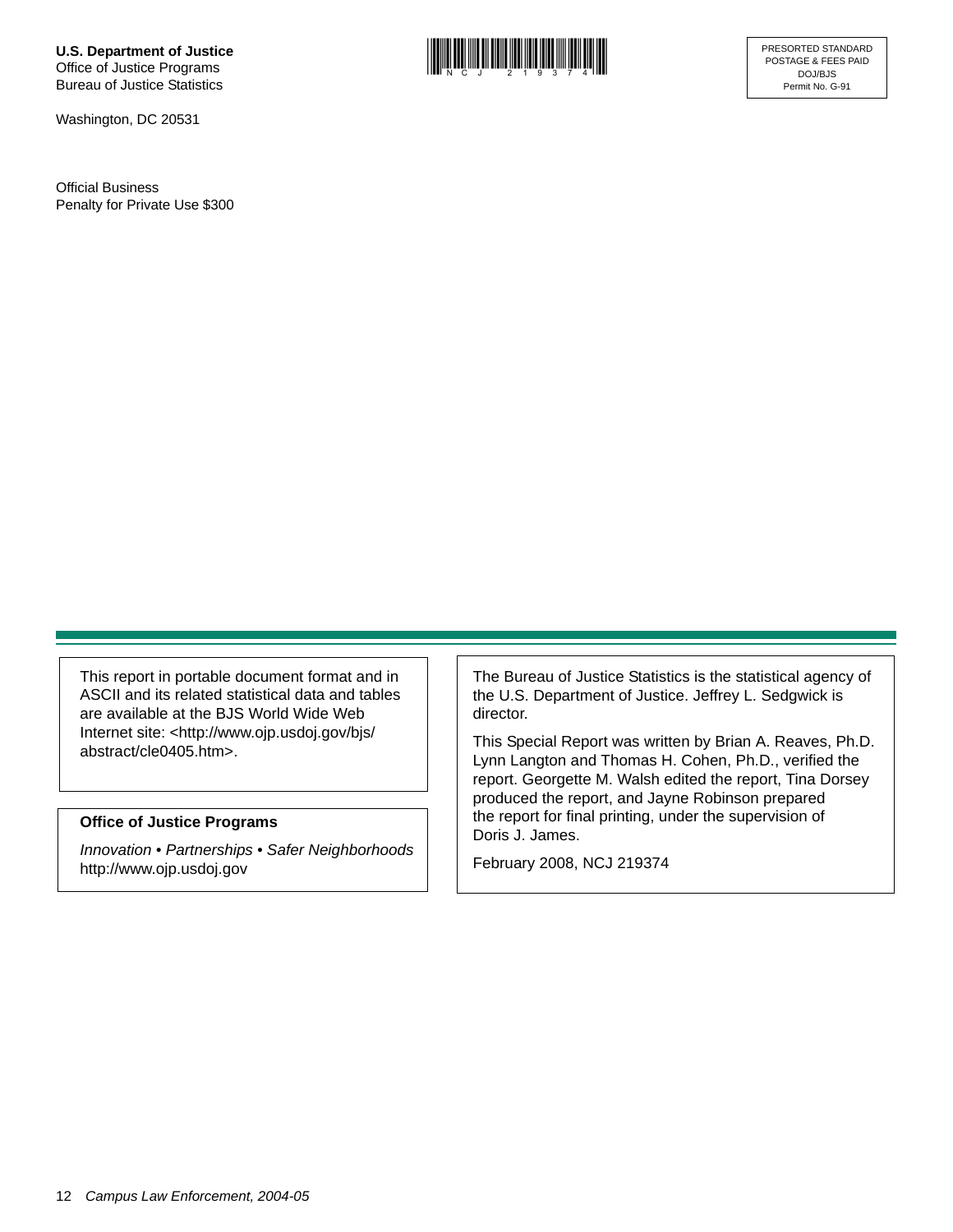**U.S. Department of Justice**
Office of Justice Programs
Bureau of Justice Statistics

Washington, DC 20531

Official Business
Penalty for Private Use $300

PRESORTED STANDARD
POSTAGE & FEES PAID
DOJ/BJS
Permit No. G-91

This report in portable document format and in ASCII and its related statistical data and tables are available at the BJS World Wide Web Internet site: <http://www.ojp.usdoj.gov/bjs/abstract/cle0405.htm>.

**Office of Justice Programs**

*Innovation • Partnerships • Safer Neighborhoods*
http://www.ojp.usdoj.gov

The Bureau of Justice Statistics is the statistical agency of the U.S. Department of Justice. Jeffrey L. Sedgwick is director.

This Special Report was written by Brian A. Reaves, Ph.D. Lynn Langton and Thomas H. Cohen, Ph.D., verified the report. Georgette M. Walsh edited the report, Tina Dorsey produced the report, and Jayne Robinson prepared the report for final printing, under the supervision of Doris J. James.

February 2008, NCJ 219374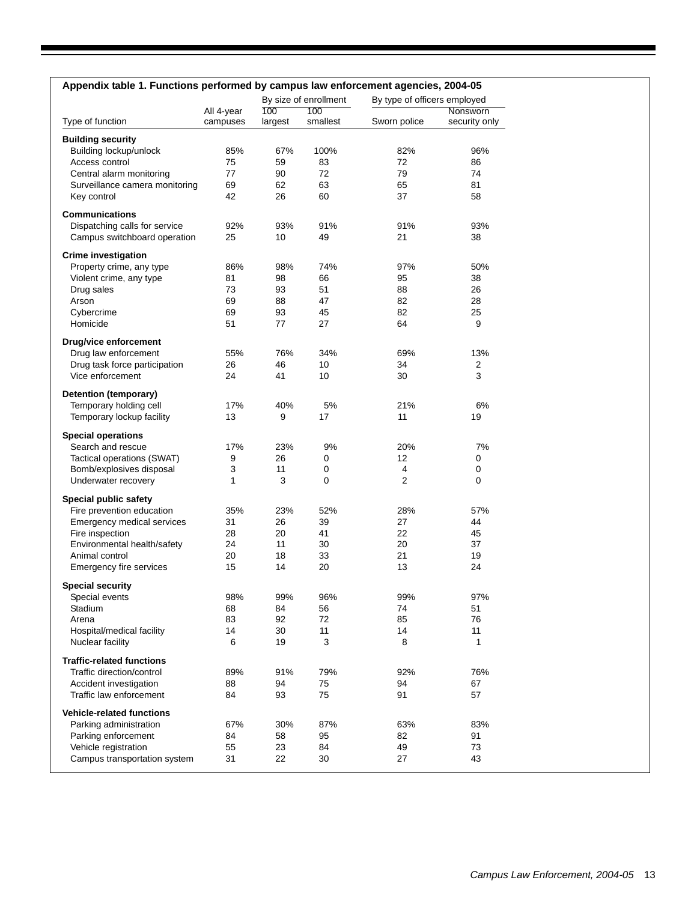**Appendix table 1. Functions performed by campus law enforcement agencies, 2004-05**

| Type of function | All 4-year campuses | By size of enrollment | | By type of officers employed | |
|---|---|---|---|---|---|
| | | 100 largest | 100 smallest | Sworn police | Nonsworn security only |
| **Building security** | | | | | |
| Building lockup/unlock | 85% | 67% | 100% | 82% | 96% |
| Access control | 75 | 59 | 83 | 72 | 86 |
| Central alarm monitoring | 77 | 90 | 72 | 79 | 74 |
| Surveillance camera monitoring | 69 | 62 | 63 | 65 | 81 |
| Key control | 42 | 26 | 60 | 37 | 58 |
| **Communications** | | | | | |
| Dispatching calls for service | 92% | 93% | 91% | 91% | 93% |
| Campus switchboard operation | 25 | 10 | 49 | 21 | 38 |
| **Crime investigation** | | | | | |
| Property crime, any type | 86% | 98% | 74% | 97% | 50% |
| Violent crime, any type | 81 | 98 | 66 | 95 | 38 |
| Drug sales | 73 | 93 | 51 | 88 | 26 |
| Arson | 69 | 88 | 47 | 82 | 28 |
| Cybercrime | 69 | 93 | 45 | 82 | 25 |
| Homicide | 51 | 77 | 27 | 64 | 9 |
| **Drug/vice enforcement** | | | | | |
| Drug law enforcement | 55% | 76% | 34% | 69% | 13% |
| Drug task force participation | 26 | 46 | 10 | 34 | 2 |
| Vice enforcement | 24 | 41 | 10 | 30 | 3 |
| **Detention (temporary)** | | | | | |
| Temporary holding cell | 17% | 40% | 5% | 21% | 6% |
| Temporary lockup facility | 13 | 9 | 17 | 11 | 19 |
| **Special operations** | | | | | |
| Search and rescue | 17% | 23% | 9% | 20% | 7% |
| Tactical operations (SWAT) | 9 | 26 | 0 | 12 | 0 |
| Bomb/explosives disposal | 3 | 11 | 0 | 4 | 0 |
| Underwater recovery | 1 | 3 | 0 | 2 | 0 |
| **Special public safety** | | | | | |
| Fire prevention education | 35% | 23% | 52% | 28% | 57% |
| Emergency medical services | 31 | 26 | 39 | 27 | 44 |
| Fire inspection | 28 | 20 | 41 | 22 | 45 |
| Environmental health/safety | 24 | 11 | 30 | 20 | 37 |
| Animal control | 20 | 18 | 33 | 21 | 19 |
| Emergency fire services | 15 | 14 | 20 | 13 | 24 |
| **Special security** | | | | | |
| Special events | 98% | 99% | 96% | 99% | 97% |
| Stadium | 68 | 84 | 56 | 74 | 51 |
| Arena | 83 | 92 | 72 | 85 | 76 |
| Hospital/medical facility | 14 | 30 | 11 | 14 | 11 |
| Nuclear facility | 6 | 19 | 3 | 8 | 1 |
| **Traffic-related functions** | | | | | |
| Traffic direction/control | 89% | 91% | 79% | 92% | 76% |
| Accident investigation | 88 | 94 | 75 | 94 | 67 |
| Traffic law enforcement | 84 | 93 | 75 | 91 | 57 |
| **Vehicle-related functions** | | | | | |
| Parking administration | 67% | 30% | 87% | 63% | 83% |
| Parking enforcement | 84 | 58 | 95 | 82 | 91 |
| Vehicle registration | 55 | 23 | 84 | 49 | 73 |
| Campus transportation system | 31 | 22 | 30 | 27 | 43 |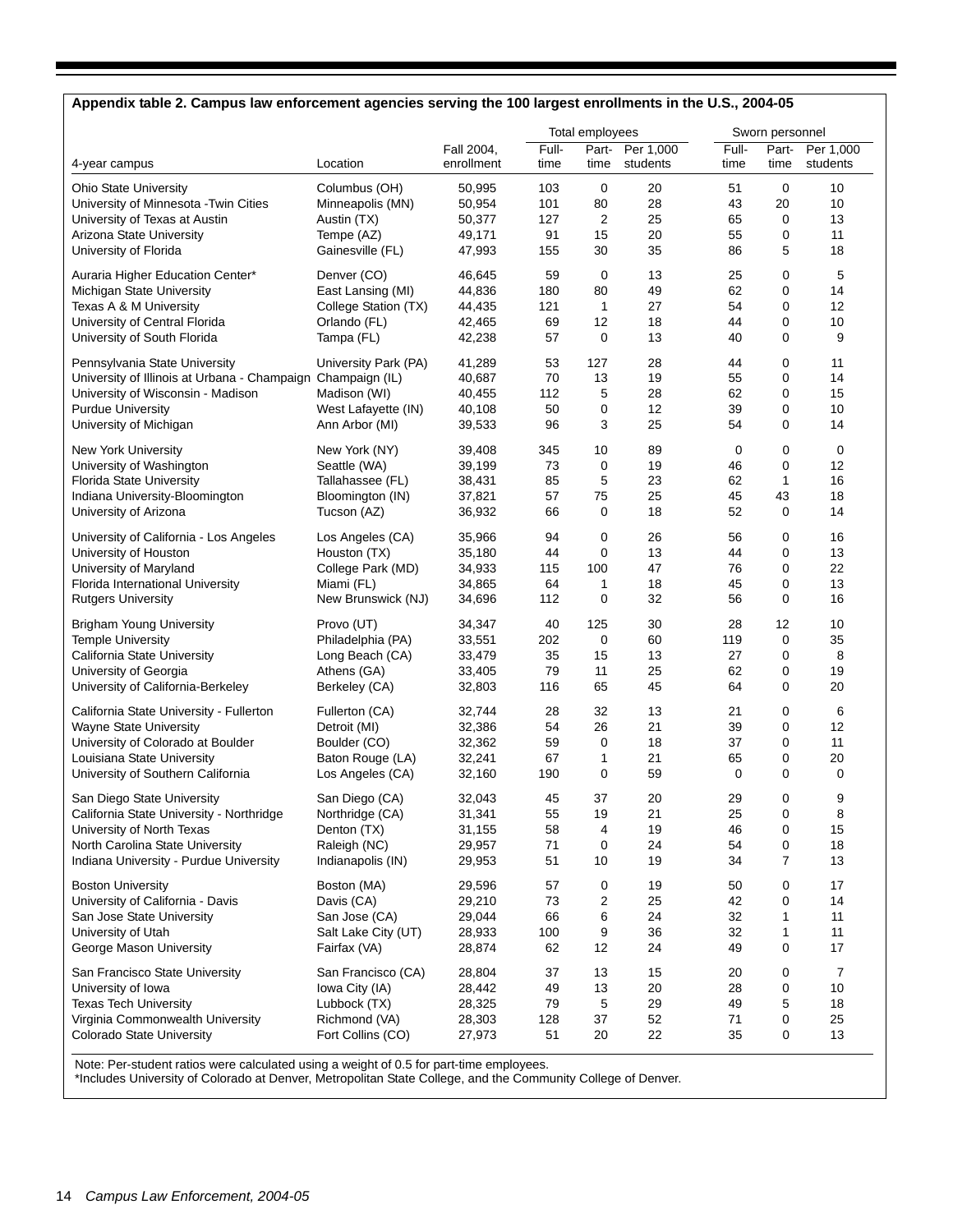**Appendix table 2. Campus law enforcement agencies serving the 100 largest enrollments in the U.S., 2004-05**

| 4-year campus | Location | Fall 2004, enrollment | Total employees | | | Sworn personnel | | |
|---|---|---|---|---|---|---|---|---|
| | | | Full-time | Part-time | Per 1,000 students | Full-time | Part-time | Per 1,000 students |
| Ohio State University | Columbus (OH) | 50,995 | 103 | 0 | 20 | 51 | 0 | 10 |
| University of Minnesota -Twin Cities | Minneapolis (MN) | 50,954 | 101 | 80 | 28 | 43 | 20 | 10 |
| University of Texas at Austin | Austin (TX) | 50,377 | 127 | 2 | 25 | 65 | 0 | 13 |
| Arizona State University | Tempe (AZ) | 49,171 | 91 | 15 | 20 | 55 | 0 | 11 |
| University of Florida | Gainesville (FL) | 47,993 | 155 | 30 | 35 | 86 | 5 | 18 |
| Auraria Higher Education Center* | Denver (CO) | 46,645 | 59 | 0 | 13 | 25 | 0 | 5 |
| Michigan State University | East Lansing (MI) | 44,836 | 180 | 80 | 49 | 62 | 0 | 14 |
| Texas A & M University | College Station (TX) | 44,435 | 121 | 1 | 27 | 54 | 0 | 12 |
| University of Central Florida | Orlando (FL) | 42,465 | 69 | 12 | 18 | 44 | 0 | 10 |
| University of South Florida | Tampa (FL) | 42,238 | 57 | 0 | 13 | 40 | 0 | 9 |
| Pennsylvania State University | University Park (PA) | 41,289 | 53 | 127 | 28 | 44 | 0 | 11 |
| University of Illinois at Urbana - Champaign | Champaign (IL) | 40,687 | 70 | 13 | 19 | 55 | 0 | 14 |
| University of Wisconsin - Madison | Madison (WI) | 40,455 | 112 | 5 | 28 | 62 | 0 | 15 |
| Purdue University | West Lafayette (IN) | 40,108 | 50 | 0 | 12 | 39 | 0 | 10 |
| University of Michigan | Ann Arbor (MI) | 39,533 | 96 | 3 | 25 | 54 | 0 | 14 |
| New York University | New York (NY) | 39,408 | 345 | 10 | 89 | 0 | 0 | 0 |
| University of Washington | Seattle (WA) | 39,199 | 73 | 0 | 19 | 46 | 0 | 12 |
| Florida State University | Tallahassee (FL) | 38,431 | 85 | 5 | 23 | 62 | 1 | 16 |
| Indiana University-Bloomington | Bloomington (IN) | 37,821 | 57 | 75 | 25 | 45 | 43 | 18 |
| University of Arizona | Tucson (AZ) | 36,932 | 66 | 0 | 18 | 52 | 0 | 14 |
| University of California - Los Angeles | Los Angeles (CA) | 35,966 | 94 | 0 | 26 | 56 | 0 | 16 |
| University of Houston | Houston (TX) | 35,180 | 44 | 0 | 13 | 44 | 0 | 13 |
| University of Maryland | College Park (MD) | 34,933 | 115 | 100 | 47 | 76 | 0 | 22 |
| Florida International University | Miami (FL) | 34,865 | 64 | 1 | 18 | 45 | 0 | 13 |
| Rutgers University | New Brunswick (NJ) | 34,696 | 112 | 0 | 32 | 56 | 0 | 16 |
| Brigham Young University | Provo (UT) | 34,347 | 40 | 125 | 30 | 28 | 12 | 10 |
| Temple University | Philadelphia (PA) | 33,551 | 202 | 0 | 60 | 119 | 0 | 35 |
| California State University | Long Beach (CA) | 33,479 | 35 | 15 | 13 | 27 | 0 | 8 |
| University of Georgia | Athens (GA) | 33,405 | 79 | 11 | 25 | 62 | 0 | 19 |
| University of California-Berkeley | Berkeley (CA) | 32,803 | 116 | 65 | 45 | 64 | 0 | 20 |
| California State University - Fullerton | Fullerton (CA) | 32,744 | 28 | 32 | 13 | 21 | 0 | 6 |
| Wayne State University | Detroit (MI) | 32,386 | 54 | 26 | 21 | 39 | 0 | 12 |
| University of Colorado at Boulder | Boulder (CO) | 32,362 | 59 | 0 | 18 | 37 | 0 | 11 |
| Louisiana State University | Baton Rouge (LA) | 32,241 | 67 | 1 | 21 | 65 | 0 | 20 |
| University of Southern California | Los Angeles (CA) | 32,160 | 190 | 0 | 59 | 0 | 0 | 0 |
| San Diego State University | San Diego (CA) | 32,043 | 45 | 37 | 20 | 29 | 0 | 9 |
| California State University - Northridge | Northridge (CA) | 31,341 | 55 | 19 | 21 | 25 | 0 | 8 |
| University of North Texas | Denton (TX) | 31,155 | 58 | 4 | 19 | 46 | 0 | 15 |
| North Carolina State University | Raleigh (NC) | 29,957 | 71 | 0 | 24 | 54 | 0 | 18 |
| Indiana University - Purdue University | Indianapolis (IN) | 29,953 | 51 | 10 | 19 | 34 | 7 | 13 |
| Boston University | Boston (MA) | 29,596 | 57 | 0 | 19 | 50 | 0 | 17 |
| University of California - Davis | Davis (CA) | 29,210 | 73 | 2 | 25 | 42 | 0 | 14 |
| San Jose State University | San Jose (CA) | 29,044 | 66 | 6 | 24 | 32 | 1 | 11 |
| University of Utah | Salt Lake City (UT) | 28,933 | 100 | 9 | 36 | 32 | 1 | 11 |
| George Mason University | Fairfax (VA) | 28,874 | 62 | 12 | 24 | 49 | 0 | 17 |
| San Francisco State University | San Francisco (CA) | 28,804 | 37 | 13 | 15 | 20 | 0 | 7 |
| University of Iowa | Iowa City (IA) | 28,442 | 49 | 13 | 20 | 28 | 0 | 10 |
| Texas Tech University | Lubbock (TX) | 28,325 | 79 | 5 | 29 | 49 | 5 | 18 |
| Virginia Commonwealth University | Richmond (VA) | 28,303 | 128 | 37 | 52 | 71 | 0 | 25 |
| Colorado State University | Fort Collins (CO) | 27,973 | 51 | 20 | 22 | 35 | 0 | 13 |

Note: Per-student ratios were calculated using a weight of 0.5 for part-time employees.
*Includes University of Colorado at Denver, Metropolitan State College, and the Community College of Denver.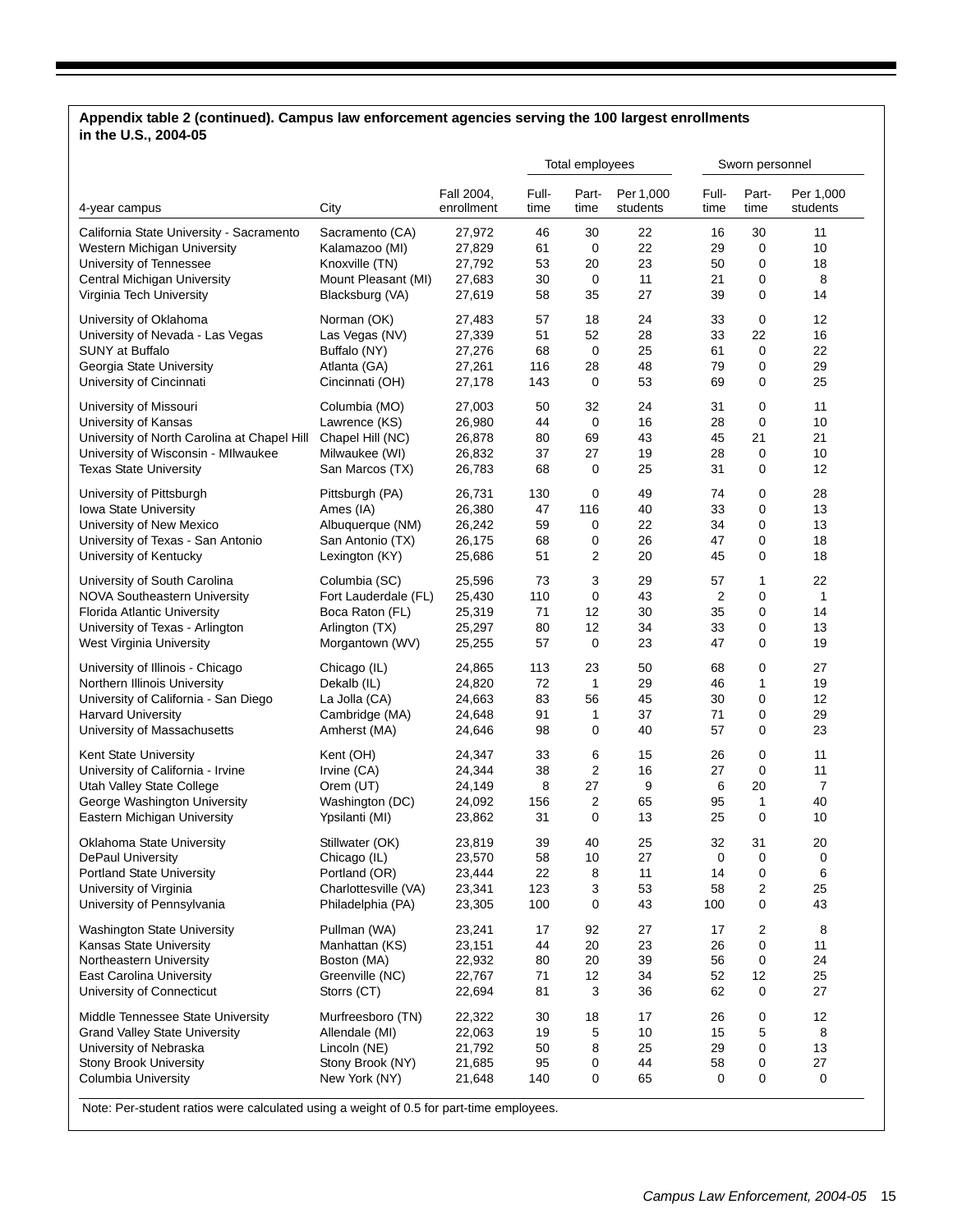**Appendix table 2 (continued). Campus law enforcement agencies serving the 100 largest enrollments in the U.S., 2004-05**

| | | | Total employees | | | Sworn personnel | | |
|---|---|---|---|---|---|---|---|---|
| 4-year campus | City | Fall 2004, enrollment | Full-time | Part-time | Per 1,000 students | Full-time | Part-time | Per 1,000 students |
| California State University - Sacramento | Sacramento (CA) | 27,972 | 46 | 30 | 22 | 16 | 30 | 11 |
| Western Michigan University | Kalamazoo (MI) | 27,829 | 61 | 0 | 22 | 29 | 0 | 10 |
| University of Tennessee | Knoxville (TN) | 27,792 | 53 | 20 | 23 | 50 | 0 | 18 |
| Central Michigan University | Mount Pleasant (MI) | 27,683 | 30 | 0 | 11 | 21 | 0 | 8 |
| Virginia Tech University | Blacksburg (VA) | 27,619 | 58 | 35 | 27 | 39 | 0 | 14 |
| University of Oklahoma | Norman (OK) | 27,483 | 57 | 18 | 24 | 33 | 0 | 12 |
| University of Nevada - Las Vegas | Las Vegas (NV) | 27,339 | 51 | 52 | 28 | 33 | 22 | 16 |
| SUNY at Buffalo | Buffalo (NY) | 27,276 | 68 | 0 | 25 | 61 | 0 | 22 |
| Georgia State University | Atlanta (GA) | 27,261 | 116 | 28 | 48 | 79 | 0 | 29 |
| University of Cincinnati | Cincinnati (OH) | 27,178 | 143 | 0 | 53 | 69 | 0 | 25 |
| University of Missouri | Columbia (MO) | 27,003 | 50 | 32 | 24 | 31 | 0 | 11 |
| University of Kansas | Lawrence (KS) | 26,980 | 44 | 0 | 16 | 28 | 0 | 10 |
| University of North Carolina at Chapel Hill | Chapel Hill (NC) | 26,878 | 80 | 69 | 43 | 45 | 21 | 21 |
| University of Wisconsin - MIlwaukee | Milwaukee (WI) | 26,832 | 37 | 27 | 19 | 28 | 0 | 10 |
| Texas State University | San Marcos (TX) | 26,783 | 68 | 0 | 25 | 31 | 0 | 12 |
| University of Pittsburgh | Pittsburgh (PA) | 26,731 | 130 | 0 | 49 | 74 | 0 | 28 |
| Iowa State University | Ames (IA) | 26,380 | 47 | 116 | 40 | 33 | 0 | 13 |
| University of New Mexico | Albuquerque (NM) | 26,242 | 59 | 0 | 22 | 34 | 0 | 13 |
| University of Texas - San Antonio | San Antonio (TX) | 26,175 | 68 | 0 | 26 | 47 | 0 | 18 |
| University of Kentucky | Lexington (KY) | 25,686 | 51 | 2 | 20 | 45 | 0 | 18 |
| University of South Carolina | Columbia (SC) | 25,596 | 73 | 3 | 29 | 57 | 1 | 22 |
| NOVA Southeastern University | Fort Lauderdale (FL) | 25,430 | 110 | 0 | 43 | 2 | 0 | 1 |
| Florida Atlantic University | Boca Raton (FL) | 25,319 | 71 | 12 | 30 | 35 | 0 | 14 |
| University of Texas - Arlington | Arlington (TX) | 25,297 | 80 | 12 | 34 | 33 | 0 | 13 |
| West Virginia University | Morgantown (WV) | 25,255 | 57 | 0 | 23 | 47 | 0 | 19 |
| University of Illinois - Chicago | Chicago (IL) | 24,865 | 113 | 23 | 50 | 68 | 0 | 27 |
| Northern Illinois University | Dekalb (IL) | 24,820 | 72 | 1 | 29 | 46 | 1 | 19 |
| University of California - San Diego | La Jolla (CA) | 24,663 | 83 | 56 | 45 | 30 | 0 | 12 |
| Harvard University | Cambridge (MA) | 24,648 | 91 | 1 | 37 | 71 | 0 | 29 |
| University of Massachusetts | Amherst (MA) | 24,646 | 98 | 0 | 40 | 57 | 0 | 23 |
| Kent State University | Kent (OH) | 24,347 | 33 | 6 | 15 | 26 | 0 | 11 |
| University of California - Irvine | Irvine (CA) | 24,344 | 38 | 2 | 16 | 27 | 0 | 11 |
| Utah Valley State College | Orem (UT) | 24,149 | 8 | 27 | 9 | 6 | 20 | 7 |
| George Washington University | Washington (DC) | 24,092 | 156 | 2 | 65 | 95 | 1 | 40 |
| Eastern Michigan University | Ypsilanti (MI) | 23,862 | 31 | 0 | 13 | 25 | 0 | 10 |
| Oklahoma State University | Stillwater (OK) | 23,819 | 39 | 40 | 25 | 32 | 31 | 20 |
| DePaul University | Chicago (IL) | 23,570 | 58 | 10 | 27 | 0 | 0 | 0 |
| Portland State University | Portland (OR) | 23,444 | 22 | 8 | 11 | 14 | 0 | 6 |
| University of Virginia | Charlottesville (VA) | 23,341 | 123 | 3 | 53 | 58 | 2 | 25 |
| University of Pennsylvania | Philadelphia (PA) | 23,305 | 100 | 0 | 43 | 100 | 0 | 43 |
| Washington State University | Pullman (WA) | 23,241 | 17 | 92 | 27 | 17 | 2 | 8 |
| Kansas State University | Manhattan (KS) | 23,151 | 44 | 20 | 23 | 26 | 0 | 11 |
| Northeastern University | Boston (MA) | 22,932 | 80 | 20 | 39 | 56 | 0 | 24 |
| East Carolina University | Greenville (NC) | 22,767 | 71 | 12 | 34 | 52 | 12 | 25 |
| University of Connecticut | Storrs (CT) | 22,694 | 81 | 3 | 36 | 62 | 0 | 27 |
| Middle Tennessee State University | Murfreesboro (TN) | 22,322 | 30 | 18 | 17 | 26 | 0 | 12 |
| Grand Valley State University | Allendale (MI) | 22,063 | 19 | 5 | 10 | 15 | 5 | 8 |
| University of Nebraska | Lincoln (NE) | 21,792 | 50 | 8 | 25 | 29 | 0 | 13 |
| Stony Brook University | Stony Brook (NY) | 21,685 | 95 | 0 | 44 | 58 | 0 | 27 |
| Columbia University | New York (NY) | 21,648 | 140 | 0 | 65 | 0 | 0 | 0 |

Note: Per-student ratios were calculated using a weight of 0.5 for part-time employees.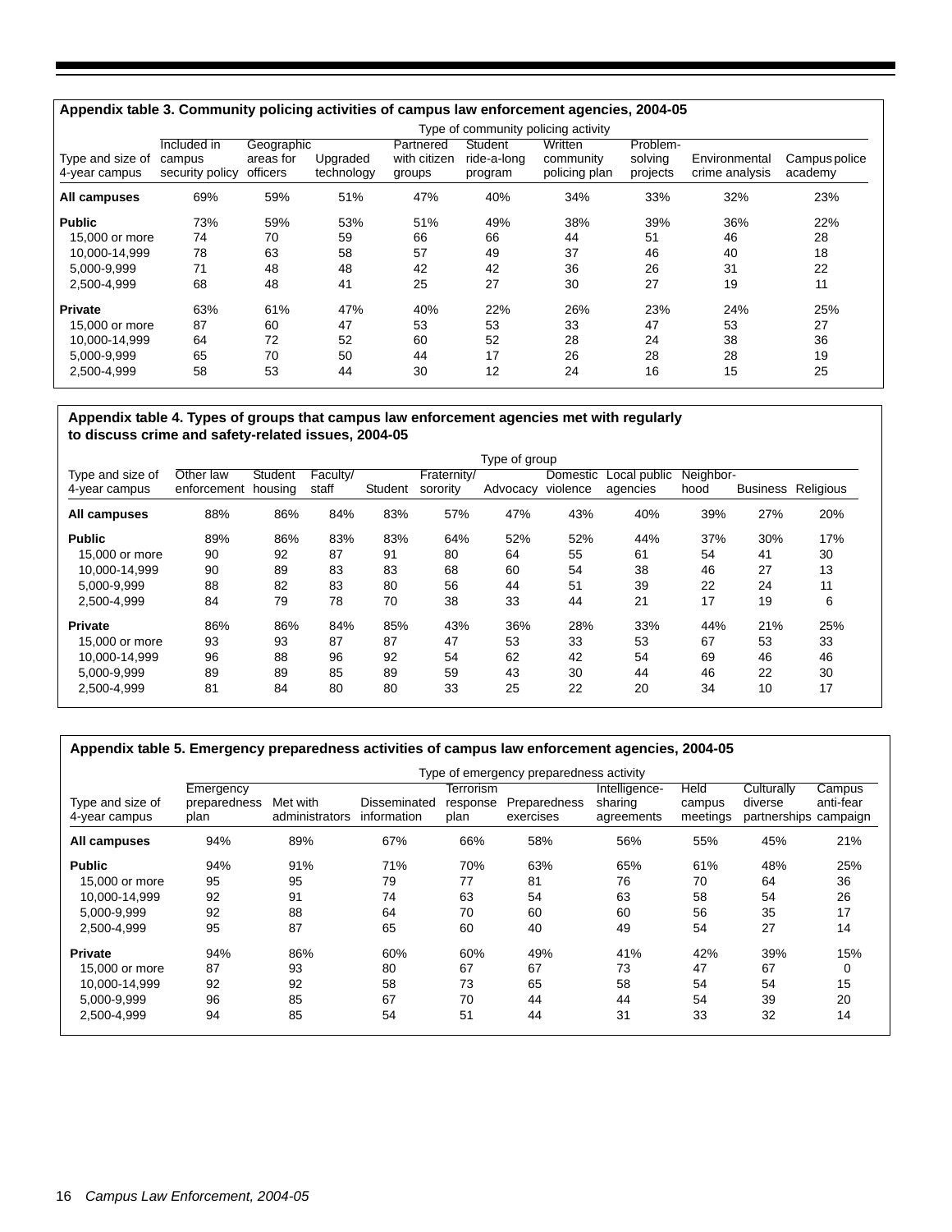**Appendix table 3. Community policing activities of campus law enforcement agencies, 2004-05**

| | Type of community policing activity | | | | | | | | |
|---|---|---|---|---|---|---|---|---|---|
| Type and size of 4-year campus | Included in campus security policy | Geographic areas for officers | Upgraded technology | Partnered with citizen groups | Student ride-a-long program | Written community policing plan | Problem-solving projects | Environmental crime analysis | Campus police academy |
| **All campuses** | 69% | 59% | 51% | 47% | 40% | 34% | 33% | 32% | 23% |
| **Public** | 73% | 59% | 53% | 51% | 49% | 38% | 39% | 36% | 22% |
| 15,000 or more | 74 | 70 | 59 | 66 | 66 | 44 | 51 | 46 | 28 |
| 10,000-14,999 | 78 | 63 | 58 | 57 | 49 | 37 | 46 | 40 | 18 |
| 5,000-9,999 | 71 | 48 | 48 | 42 | 42 | 36 | 26 | 31 | 22 |
| 2,500-4,999 | 68 | 48 | 41 | 25 | 27 | 30 | 27 | 19 | 11 |
| **Private** | 63% | 61% | 47% | 40% | 22% | 26% | 23% | 24% | 25% |
| 15,000 or more | 87 | 60 | 47 | 53 | 53 | 33 | 47 | 53 | 27 |
| 10,000-14,999 | 64 | 72 | 52 | 60 | 52 | 28 | 24 | 38 | 36 |
| 5,000-9,999 | 65 | 70 | 50 | 44 | 17 | 26 | 28 | 28 | 19 |
| 2,500-4,999 | 58 | 53 | 44 | 30 | 12 | 24 | 16 | 15 | 25 |

**Appendix table 4. Types of groups that campus law enforcement agencies met with regularly to discuss crime and safety-related issues, 2004-05**

| | Type of group | | | | | | | | | | |
|---|---|---|---|---|---|---|---|---|---|---|---|
| Type and size of 4-year campus | Other law enforcement | Student housing | Faculty/ staff | Student | Fraternity/ sorority | Advocacy | Domestic violence | Local public agencies | Neighbor-hood | Business | Religious |
| **All campuses** | 88% | 86% | 84% | 83% | 57% | 47% | 43% | 40% | 39% | 27% | 20% |
| **Public** | 89% | 86% | 83% | 83% | 64% | 52% | 52% | 44% | 37% | 30% | 17% |
| 15,000 or more | 90 | 92 | 87 | 91 | 80 | 64 | 55 | 61 | 54 | 41 | 30 |
| 10,000-14,999 | 90 | 89 | 83 | 83 | 68 | 60 | 54 | 38 | 46 | 27 | 13 |
| 5,000-9,999 | 88 | 82 | 83 | 80 | 56 | 44 | 51 | 39 | 22 | 24 | 11 |
| 2,500-4,999 | 84 | 79 | 78 | 70 | 38 | 33 | 44 | 21 | 17 | 19 | 6 |
| **Private** | 86% | 86% | 84% | 85% | 43% | 36% | 28% | 33% | 44% | 21% | 25% |
| 15,000 or more | 93 | 93 | 87 | 87 | 47 | 53 | 33 | 53 | 67 | 53 | 33 |
| 10,000-14,999 | 96 | 88 | 96 | 92 | 54 | 62 | 42 | 54 | 69 | 46 | 46 |
| 5,000-9,999 | 89 | 89 | 85 | 89 | 59 | 43 | 30 | 44 | 46 | 22 | 30 |
| 2,500-4,999 | 81 | 84 | 80 | 80 | 33 | 25 | 22 | 20 | 34 | 10 | 17 |

**Appendix table 5. Emergency preparedness activities of campus law enforcement agencies, 2004-05**

| | Type of emergency preparedness activity | | | | | | | | |
|---|---|---|---|---|---|---|---|---|---|
| Type and size of 4-year campus | Emergency preparedness plan | Met with administrators | Disseminated information | Terrorism response plan | Preparedness exercises | Intelligence-sharing agreements | Held campus meetings | Culturally diverse partnerships | Campus anti-fear campaign |
| **All campuses** | 94% | 89% | 67% | 66% | 58% | 56% | 55% | 45% | 21% |
| **Public** | 94% | 91% | 71% | 70% | 63% | 65% | 61% | 48% | 25% |
| 15,000 or more | 95 | 95 | 79 | 77 | 81 | 76 | 70 | 64 | 36 |
| 10,000-14,999 | 92 | 91 | 74 | 63 | 54 | 63 | 58 | 54 | 26 |
| 5,000-9,999 | 92 | 88 | 64 | 70 | 60 | 60 | 56 | 35 | 17 |
| 2,500-4,999 | 95 | 87 | 65 | 60 | 40 | 49 | 54 | 27 | 14 |
| **Private** | 94% | 86% | 60% | 60% | 49% | 41% | 42% | 39% | 15% |
| 15,000 or more | 87 | 93 | 80 | 67 | 67 | 73 | 47 | 67 | 0 |
| 10,000-14,999 | 92 | 92 | 58 | 73 | 65 | 58 | 54 | 54 | 15 |
| 5,000-9,999 | 96 | 85 | 67 | 70 | 44 | 44 | 54 | 39 | 20 |
| 2,500-4,999 | 94 | 85 | 54 | 51 | 44 | 31 | 33 | 32 | 14 |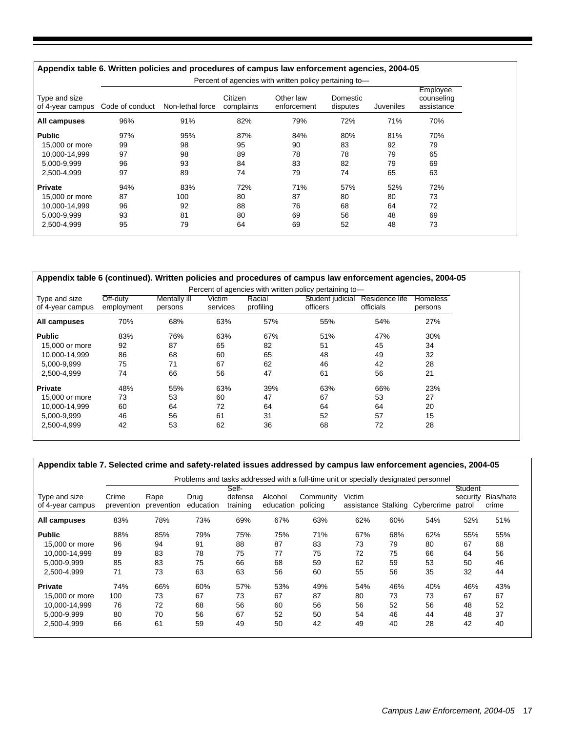**Appendix table 6. Written policies and procedures of campus law enforcement agencies, 2004-05**

| | Percent of agencies with written policy pertaining to— | | | | | | |
|---|---|---|---|---|---|---|---|
| Type and size of 4-year campus | Code of conduct | Non-lethal force | Citizen complaints | Other law enforcement | Domestic disputes | Juveniles | Employee counseling assistance |
| **All campuses** | 96% | 91% | 82% | 79% | 72% | 71% | 70% |
| **Public** | 97% | 95% | 87% | 84% | 80% | 81% | 70% |
| 15,000 or more | 99 | 98 | 95 | 90 | 83 | 92 | 79 |
| 10,000-14,999 | 97 | 98 | 89 | 78 | 78 | 79 | 65 |
| 5,000-9,999 | 96 | 93 | 84 | 83 | 82 | 79 | 69 |
| 2,500-4,999 | 97 | 89 | 74 | 79 | 74 | 65 | 63 |
| **Private** | 94% | 83% | 72% | 71% | 57% | 52% | 72% |
| 15,000 or more | 87 | 100 | 80 | 87 | 80 | 80 | 73 |
| 10,000-14,999 | 96 | 92 | 88 | 76 | 68 | 64 | 72 |
| 5,000-9,999 | 93 | 81 | 80 | 69 | 56 | 48 | 69 |
| 2,500-4,999 | 95 | 79 | 64 | 69 | 52 | 48 | 73 |

**Appendix table 6 (continued). Written policies and procedures of campus law enforcement agencies, 2004-05**

| | Percent of agencies with written policy pertaining to— | | | | | | |
|---|---|---|---|---|---|---|---|
| Type and size of 4-year campus | Off-duty employment | Mentally ill persons | Victim services | Racial profiling | Student judicial officers | Residence life officials | Homeless persons |
| **All campuses** | 70% | 68% | 63% | 57% | 55% | 54% | 27% |
| **Public** | 83% | 76% | 63% | 67% | 51% | 47% | 30% |
| 15,000 or more | 92 | 87 | 65 | 82 | 51 | 45 | 34 |
| 10,000-14,999 | 86 | 68 | 60 | 65 | 48 | 49 | 32 |
| 5,000-9,999 | 75 | 71 | 67 | 62 | 46 | 42 | 28 |
| 2,500-4,999 | 74 | 66 | 56 | 47 | 61 | 56 | 21 |
| **Private** | 48% | 55% | 63% | 39% | 63% | 66% | 23% |
| 15,000 or more | 73 | 53 | 60 | 47 | 67 | 53 | 27 |
| 10,000-14,999 | 60 | 64 | 72 | 64 | 64 | 64 | 20 |
| 5,000-9,999 | 46 | 56 | 61 | 31 | 52 | 57 | 15 |
| 2,500-4,999 | 42 | 53 | 62 | 36 | 68 | 72 | 28 |

**Appendix table 7. Selected crime and safety-related issues addressed by campus law enforcement agencies, 2004-05**

| | Problems and tasks addressed with a full-time unit or specially designated personnel | | | | | | | | | | |
|---|---|---|---|---|---|---|---|---|---|---|---|
| Type and size of 4-year campus | Crime prevention | Rape prevention | Drug education | Self-defense training | Alcohol education | Community policing | Victim assistance | Stalking | Cybercrime | Student security patrol | Bias/hate crime |
| **All campuses** | 83% | 78% | 73% | 69% | 67% | 63% | 62% | 60% | 54% | 52% | 51% |
| **Public** | 88% | 85% | 79% | 75% | 75% | 71% | 67% | 68% | 62% | 55% | 55% |
| 15,000 or more | 96 | 94 | 91 | 88 | 87 | 83 | 73 | 79 | 80 | 67 | 68 |
| 10,000-14,999 | 89 | 83 | 78 | 75 | 77 | 75 | 72 | 75 | 66 | 64 | 56 |
| 5,000-9,999 | 85 | 83 | 75 | 66 | 68 | 59 | 62 | 59 | 53 | 50 | 46 |
| 2,500-4,999 | 71 | 73 | 63 | 63 | 56 | 60 | 55 | 56 | 35 | 32 | 44 |
| **Private** | 74% | 66% | 60% | 57% | 53% | 49% | 54% | 46% | 40% | 46% | 43% |
| 15,000 or more | 100 | 73 | 67 | 73 | 67 | 87 | 80 | 73 | 73 | 67 | 67 |
| 10,000-14,999 | 76 | 72 | 68 | 56 | 60 | 56 | 56 | 52 | 56 | 48 | 52 |
| 5,000-9,999 | 80 | 70 | 56 | 67 | 52 | 50 | 54 | 46 | 44 | 48 | 37 |
| 2,500-4,999 | 66 | 61 | 59 | 49 | 50 | 42 | 49 | 40 | 28 | 42 | 40 |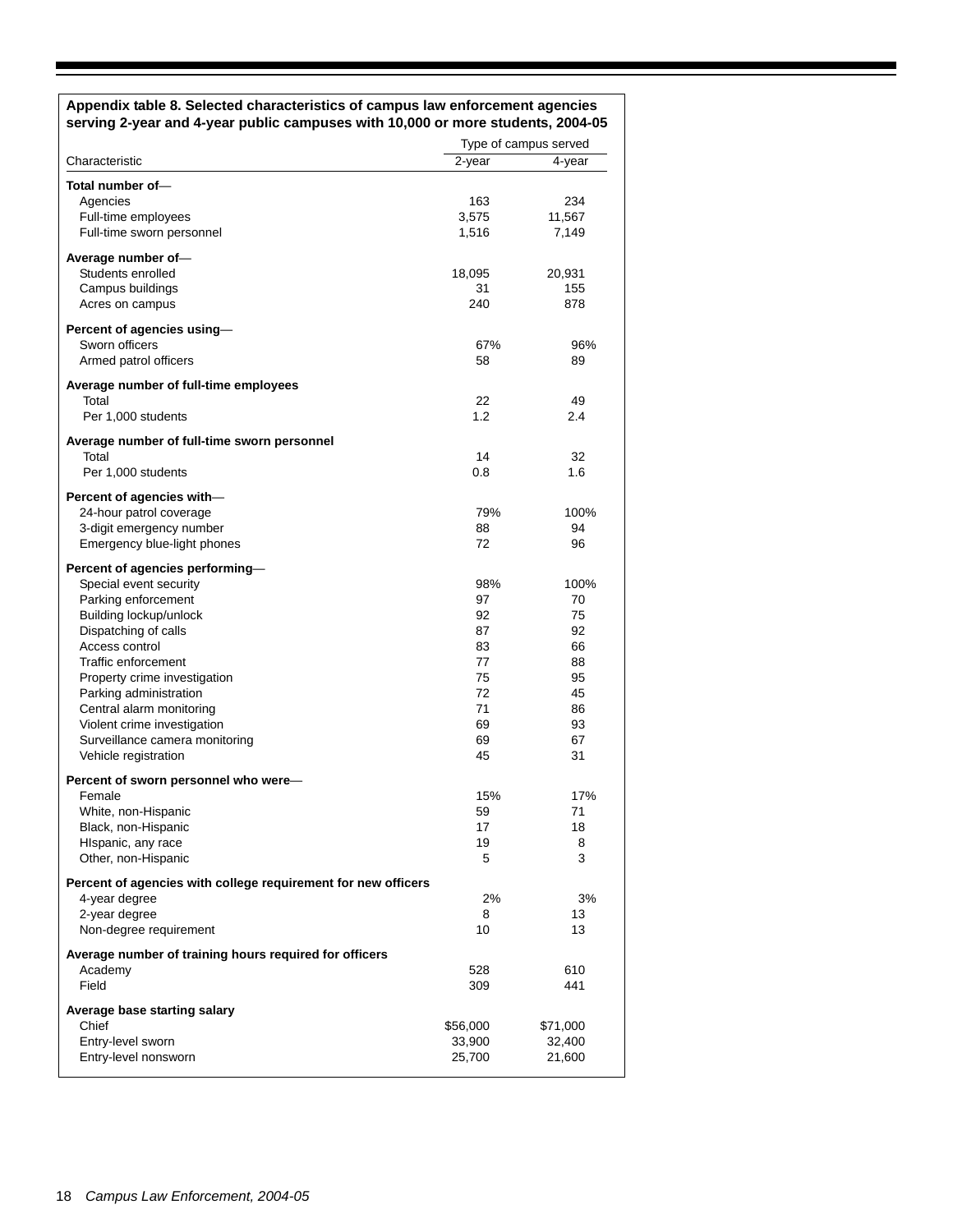**Appendix table 8. Selected characteristics of campus law enforcement agencies serving 2-year and 4-year public campuses with 10,000 or more students, 2004-05**

| Characteristic | Type of campus served | |
|---|---|---|
| | 2-year | 4-year |
| **Total number of—** | | |
| Agencies | 163 | 234 |
| Full-time employees | 3,575 | 11,567 |
| Full-time sworn personnel | 1,516 | 7,149 |
| **Average number of—** | | |
| Students enrolled | 18,095 | 20,931 |
| Campus buildings | 31 | 155 |
| Acres on campus | 240 | 878 |
| **Percent of agencies using—** | | |
| Sworn officers | 67% | 96% |
| Armed patrol officers | 58 | 89 |
| **Average number of full-time employees** | | |
| Total | 22 | 49 |
| Per 1,000 students | 1.2 | 2.4 |
| **Average number of full-time sworn personnel** | | |
| Total | 14 | 32 |
| Per 1,000 students | 0.8 | 1.6 |
| **Percent of agencies with—** | | |
| 24-hour patrol coverage | 79% | 100% |
| 3-digit emergency number | 88 | 94 |
| Emergency blue-light phones | 72 | 96 |
| **Percent of agencies performing—** | | |
| Special event security | 98% | 100% |
| Parking enforcement | 97 | 70 |
| Building lockup/unlock | 92 | 75 |
| Dispatching of calls | 87 | 92 |
| Access control | 83 | 66 |
| Traffic enforcement | 77 | 88 |
| Property crime investigation | 75 | 95 |
| Parking administration | 72 | 45 |
| Central alarm monitoring | 71 | 86 |
| Violent crime investigation | 69 | 93 |
| Surveillance camera monitoring | 69 | 67 |
| Vehicle registration | 45 | 31 |
| **Percent of sworn personnel who were—** | | |
| Female | 15% | 17% |
| White, non-Hispanic | 59 | 71 |
| Black, non-Hispanic | 17 | 18 |
| HIspanic, any race | 19 | 8 |
| Other, non-Hispanic | 5 | 3 |
| **Percent of agencies with college requirement for new officers** | | |
| 4-year degree | 2% | 3% |
| 2-year degree | 8 | 13 |
| Non-degree requirement | 10 | 13 |
| **Average number of training hours required for officers** | | |
| Academy | 528 | 610 |
| Field | 309 | 441 |
| **Average base starting salary** | | |
| Chief | $56,000 | $71,000 |
| Entry-level sworn | 33,900 | 32,400 |
| Entry-level nonsworn | 25,700 | 21,600 |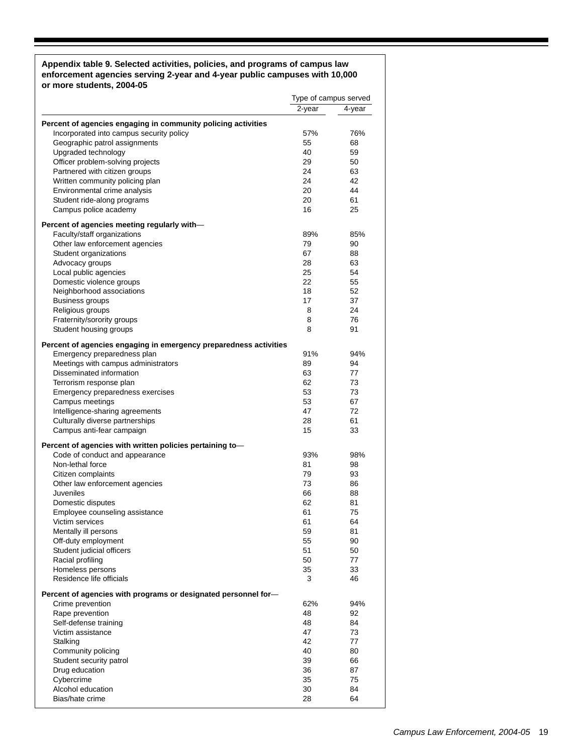**Appendix table 9. Selected activities, policies, and programs of campus law enforcement agencies serving 2-year and 4-year public campuses with 10,000 or more students, 2004-05**

| | Type of campus served | |
|---|---|---|
| | 2-year | 4-year |
| **Percent of agencies engaging in community policing activities** | | |
| Incorporated into campus security policy | 57% | 76% |
| Geographic patrol assignments | 55 | 68 |
| Upgraded technology | 40 | 59 |
| Officer problem-solving projects | 29 | 50 |
| Partnered with citizen groups | 24 | 63 |
| Written community policing plan | 24 | 42 |
| Environmental crime analysis | 20 | 44 |
| Student ride-along programs | 20 | 61 |
| Campus police academy | 16 | 25 |
| **Percent of agencies meeting regularly with—** | | |
| Faculty/staff organizations | 89% | 85% |
| Other law enforcement agencies | 79 | 90 |
| Student organizations | 67 | 88 |
| Advocacy groups | 28 | 63 |
| Local public agencies | 25 | 54 |
| Domestic violence groups | 22 | 55 |
| Neighborhood associations | 18 | 52 |
| Business groups | 17 | 37 |
| Religious groups | 8 | 24 |
| Fraternity/sorority groups | 8 | 76 |
| Student housing groups | 8 | 91 |
| **Percent of agencies engaging in emergency preparedness activities** | | |
| Emergency preparedness plan | 91% | 94% |
| Meetings with campus administrators | 89 | 94 |
| Disseminated information | 63 | 77 |
| Terrorism response plan | 62 | 73 |
| Emergency preparedness exercises | 53 | 73 |
| Campus meetings | 53 | 67 |
| Intelligence-sharing agreements | 47 | 72 |
| Culturally diverse partnerships | 28 | 61 |
| Campus anti-fear campaign | 15 | 33 |
| **Percent of agencies with written policies pertaining to—** | | |
| Code of conduct and appearance | 93% | 98% |
| Non-lethal force | 81 | 98 |
| Citizen complaints | 79 | 93 |
| Other law enforcement agencies | 73 | 86 |
| Juveniles | 66 | 88 |
| Domestic disputes | 62 | 81 |
| Employee counseling assistance | 61 | 75 |
| Victim services | 61 | 64 |
| Mentally ill persons | 59 | 81 |
| Off-duty employment | 55 | 90 |
| Student judicial officers | 51 | 50 |
| Racial profiling | 50 | 77 |
| Homeless persons | 35 | 33 |
| Residence life officials | 3 | 46 |
| **Percent of agencies with programs or designated personnel for—** | | |
| Crime prevention | 62% | 94% |
| Rape prevention | 48 | 92 |
| Self-defense training | 48 | 84 |
| Victim assistance | 47 | 73 |
| Stalking | 42 | 77 |
| Community policing | 40 | 80 |
| Student security patrol | 39 | 66 |
| Drug education | 36 | 87 |
| Cybercrime | 35 | 75 |
| Alcohol education | 30 | 84 |
| Bias/hate crime | 28 | 64 |